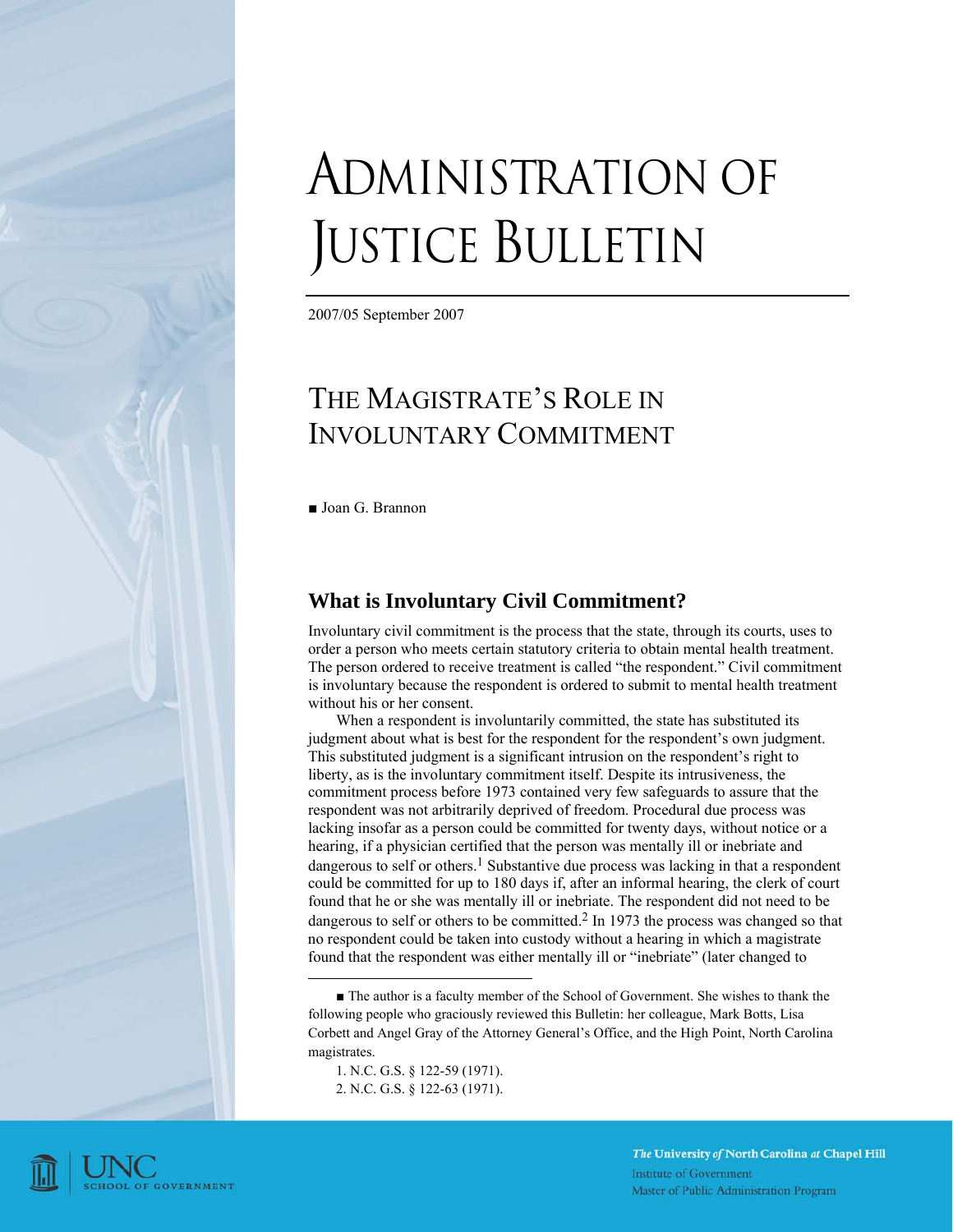# Administration of Justice Bulletin

2007/05 September 2007

## The Magistrate's Role in Involuntary Commitment

■ Joan G. Brannon

### What is Involuntary Civil Commitment?

Involuntary civil commitment is the process that the state, through its courts, uses to order a person who meets certain statutory criteria to obtain mental health treatment. The person ordered to receive treatment is called "the respondent." Civil commitment is involuntary because the respondent is ordered to submit to mental health treatment without his or her consent.

When a respondent is involuntarily committed, the state has substituted its judgment about what is best for the respondent for the respondent's own judgment. This substituted judgment is a significant intrusion on the respondent's right to liberty, as is the involuntary commitment itself. Despite its intrusiveness, the commitment process before 1973 contained very few safeguards to assure that the respondent was not arbitrarily deprived of freedom. Procedural due process was lacking insofar as a person could be committed for twenty days, without notice or a hearing, if a physician certified that the person was mentally ill or inebriate and dangerous to self or others.[1] Substantive due process was lacking in that a respondent could be committed for up to 180 days if, after an informal hearing, the clerk of court found that he or she was mentally ill or inebriate. The respondent did not need to be dangerous to self or others to be committed.[2] In 1973 the process was changed so that no respondent could be taken into custody without a hearing in which a magistrate found that the respondent was either mentally ill or "inebriate" (later changed to

---

■ The author is a faculty member of the School of Government. She wishes to thank the following people who graciously reviewed this Bulletin: her colleague, Mark Botts, Lisa Corbett and Angel Gray of the Attorney General's Office, and the High Point, North Carolina magistrates.

1. N.C. G.S. § 122-59 (1971).

2. N.C. G.S. § 122-63 (1971).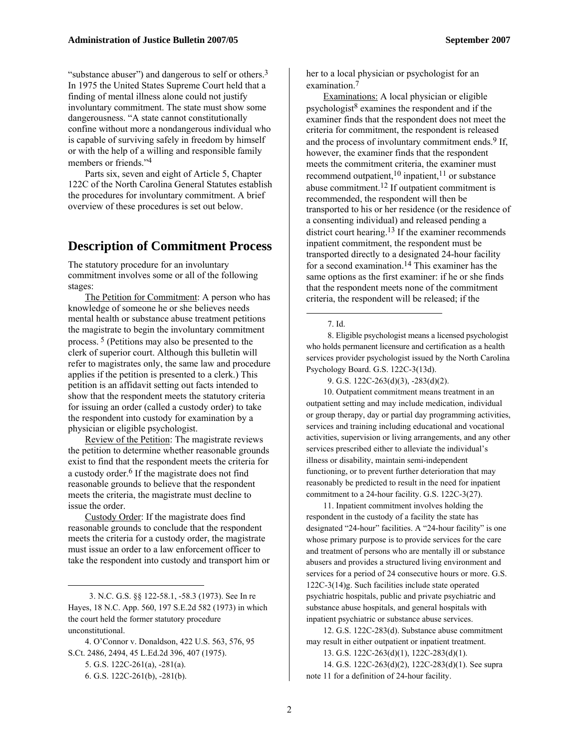"substance abuser") and dangerous to self or others.[3] In 1975 the United States Supreme Court held that a finding of mental illness alone could not justify involuntary commitment. The state must show some dangerousness. "A state cannot constitutionally confine without more a nondangerous individual who is capable of surviving safely in freedom by himself or with the help of a willing and responsible family members or friends."[4]

Parts six, seven and eight of Article 5, Chapter 122C of the North Carolina General Statutes establish the procedures for involuntary commitment. A brief overview of these procedures is set out below.

## Description of Commitment Process

The statutory procedure for an involuntary commitment involves some or all of the following stages:

The Petition for Commitment: A person who has knowledge of someone he or she believes needs mental health or substance abuse treatment petitions the magistrate to begin the involuntary commitment process.[5] (Petitions may also be presented to the clerk of superior court. Although this bulletin will refer to magistrates only, the same law and procedure applies if the petition is presented to a clerk.) This petition is an affidavit setting out facts intended to show that the respondent meets the statutory criteria for issuing an order (called a custody order) to take the respondent into custody for examination by a physician or eligible psychologist.

Review of the Petition: The magistrate reviews the petition to determine whether reasonable grounds exist to find that the respondent meets the criteria for a custody order.[6] If the magistrate does not find reasonable grounds to believe that the respondent meets the criteria, the magistrate must decline to issue the order.

Custody Order: If the magistrate does find reasonable grounds to conclude that the respondent meets the criteria for a custody order, the magistrate must issue an order to a law enforcement officer to take the respondent into custody and transport him or her to a local physician or psychologist for an examination.[7]

Examinations: A local physician or eligible psychologist[8] examines the respondent and if the examiner finds that the respondent does not meet the criteria for commitment, the respondent is released and the process of involuntary commitment ends.[9] If, however, the examiner finds that the respondent meets the commitment criteria, the examiner must recommend outpatient,[10] inpatient,[11] or substance abuse commitment.[12] If outpatient commitment is recommended, the respondent will then be transported to his or her residence (or the residence of a consenting individual) and released pending a district court hearing.[13] If the examiner recommends inpatient commitment, the respondent must be transported directly to a designated 24-hour facility for a second examination.[14] This examiner has the same options as the first examiner: if he or she finds that the respondent meets none of the commitment criteria, the respondent will be released; if the

---

3. N.C. G.S. §§ 122-58.1, -58.3 (1973). See In re Hayes, 18 N.C. App. 560, 197 S.E.2d 582 (1973) in which the court held the former statutory procedure unconstitutional.

4. O'Connor v. Donaldson, 422 U.S. 563, 576, 95 S.Ct. 2486, 2494, 45 L.Ed.2d 396, 407 (1975).

5. G.S. 122C-261(a), -281(a).

6. G.S. 122C-261(b), -281(b).

7. Id.

8. Eligible psychologist means a licensed psychologist who holds permanent licensure and certification as a health services provider psychologist issued by the North Carolina Psychology Board. G.S. 122C-3(13d).

9. G.S. 122C-263(d)(3), -283(d)(2).

10. Outpatient commitment means treatment in an outpatient setting and may include medication, individual or group therapy, day or partial day programming activities, services and training including educational and vocational activities, supervision or living arrangements, and any other services prescribed either to alleviate the individual's illness or disability, maintain semi-independent functioning, or to prevent further deterioration that may reasonably be predicted to result in the need for inpatient commitment to a 24-hour facility. G.S. 122C-3(27).

11. Inpatient commitment involves holding the respondent in the custody of a facility the state has designated "24-hour" facilities. A "24-hour facility" is one whose primary purpose is to provide services for the care and treatment of persons who are mentally ill or substance abusers and provides a structured living environment and services for a period of 24 consecutive hours or more. G.S. 122C-3(14)g. Such facilities include state operated psychiatric hospitals, public and private psychiatric and substance abuse hospitals, and general hospitals with inpatient psychiatric or substance abuse services.

12. G.S. 122C-283(d). Substance abuse commitment may result in either outpatient or inpatient treatment.

13. G.S. 122C-263(d)(1), 122C-283(d)(1).

14. G.S. 122C-263(d)(2), 122C-283(d)(1). See supra note 11 for a definition of 24-hour facility.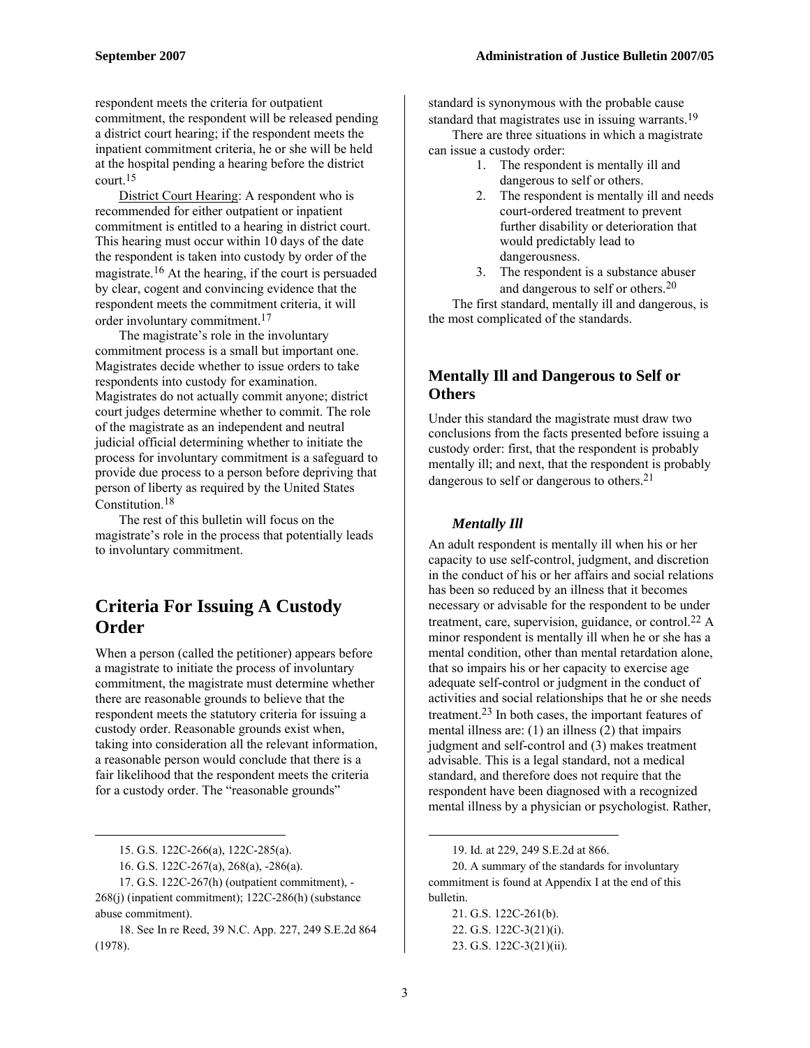respondent meets the criteria for outpatient commitment, the respondent will be released pending a district court hearing; if the respondent meets the inpatient commitment criteria, he or she will be held at the hospital pending a hearing before the district court.[15]

District Court Hearing: A respondent who is recommended for either outpatient or inpatient commitment is entitled to a hearing in district court. This hearing must occur within 10 days of the date the respondent is taken into custody by order of the magistrate.[16] At the hearing, if the court is persuaded by clear, cogent and convincing evidence that the respondent meets the commitment criteria, it will order involuntary commitment.[17]

The magistrate's role in the involuntary commitment process is a small but important one. Magistrates decide whether to issue orders to take respondents into custody for examination. Magistrates do not actually commit anyone; district court judges determine whether to commit. The role of the magistrate as an independent and neutral judicial official determining whether to initiate the process for involuntary commitment is a safeguard to provide due process to a person before depriving that person of liberty as required by the United States Constitution.[18]

The rest of this bulletin will focus on the magistrate's role in the process that potentially leads to involuntary commitment.

# Criteria For Issuing A Custody Order

When a person (called the petitioner) appears before a magistrate to initiate the process of involuntary commitment, the magistrate must determine whether there are reasonable grounds to believe that the respondent meets the statutory criteria for issuing a custody order. Reasonable grounds exist when, taking into consideration all the relevant information, a reasonable person would conclude that there is a fair likelihood that the respondent meets the criteria for a custody order. The "reasonable grounds" standard is synonymous with the probable cause standard that magistrates use in issuing warrants.[19]

There are three situations in which a magistrate can issue a custody order:

1. The respondent is mentally ill and dangerous to self or others.
2. The respondent is mentally ill and needs court-ordered treatment to prevent further disability or deterioration that would predictably lead to dangerousness.
3. The respondent is a substance abuser and dangerous to self or others.[20]

The first standard, mentally ill and dangerous, is the most complicated of the standards.

## Mentally Ill and Dangerous to Self or Others

Under this standard the magistrate must draw two conclusions from the facts presented before issuing a custody order: first, that the respondent is probably mentally ill; and next, that the respondent is probably dangerous to self or dangerous to others.[21]

### *Mentally Ill*

An adult respondent is mentally ill when his or her capacity to use self-control, judgment, and discretion in the conduct of his or her affairs and social relations has been so reduced by an illness that it becomes necessary or advisable for the respondent to be under treatment, care, supervision, guidance, or control.[22] A minor respondent is mentally ill when he or she has a mental condition, other than mental retardation alone, that so impairs his or her capacity to exercise age adequate self-control or judgment in the conduct of activities and social relationships that he or she needs treatment.[23] In both cases, the important features of mental illness are: (1) an illness (2) that impairs judgment and self-control and (3) makes treatment advisable. This is a legal standard, not a medical standard, and therefore does not require that the respondent have been diagnosed with a recognized mental illness by a physician or psychologist. Rather,

---

15. G.S. 122C-266(a), 122C-285(a).

16. G.S. 122C-267(a), 268(a), -286(a).

17. G.S. 122C-267(h) (outpatient commitment), -268(j) (inpatient commitment); 122C-286(h) (substance abuse commitment).

18. See In re Reed, 39 N.C. App. 227, 249 S.E.2d 864 (1978).

19. Id. at 229, 249 S.E.2d at 866.

20. A summary of the standards for involuntary commitment is found at Appendix I at the end of this bulletin.

21. G.S. 122C-261(b).

22. G.S. 122C-3(21)(i).

23. G.S. 122C-3(21)(ii).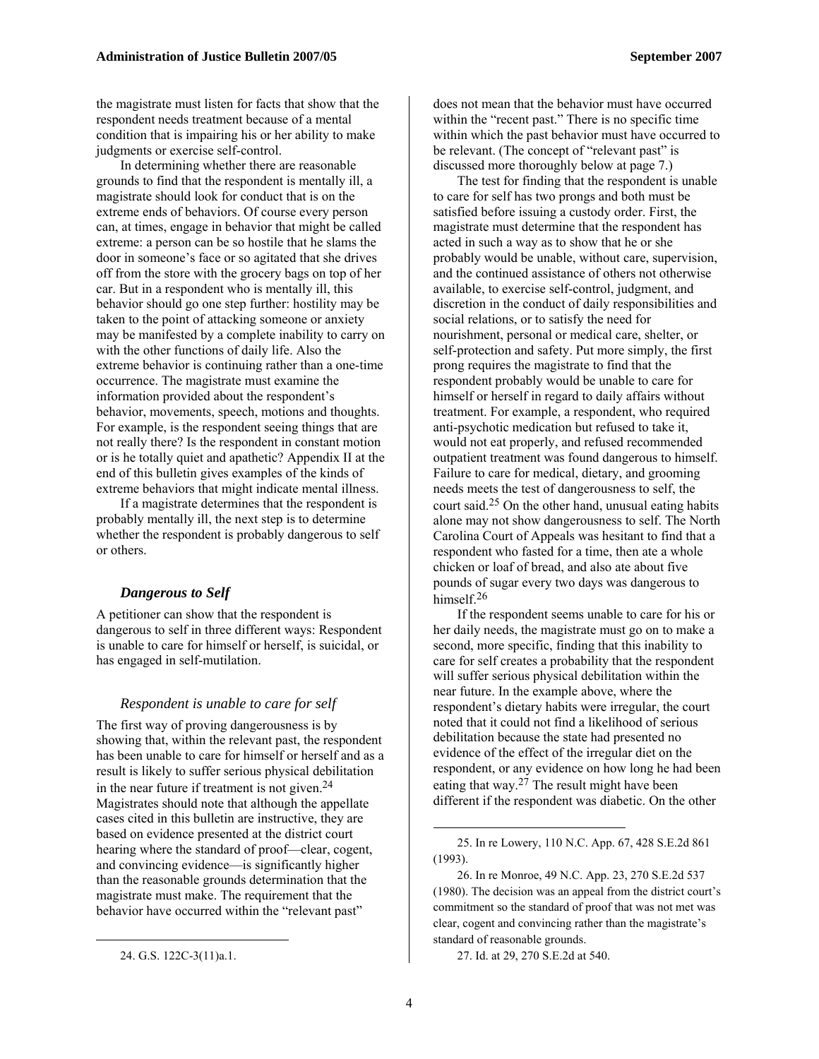the magistrate must listen for facts that show that the respondent needs treatment because of a mental condition that is impairing his or her ability to make judgments or exercise self-control.

In determining whether there are reasonable grounds to find that the respondent is mentally ill, a magistrate should look for conduct that is on the extreme ends of behaviors. Of course every person can, at times, engage in behavior that might be called extreme: a person can be so hostile that he slams the door in someone's face or so agitated that she drives off from the store with the grocery bags on top of her car. But in a respondent who is mentally ill, this behavior should go one step further: hostility may be taken to the point of attacking someone or anxiety may be manifested by a complete inability to carry on with the other functions of daily life. Also the extreme behavior is continuing rather than a one-time occurrence. The magistrate must examine the information provided about the respondent's behavior, movements, speech, motions and thoughts. For example, is the respondent seeing things that are not really there? Is the respondent in constant motion or is he totally quiet and apathetic? Appendix II at the end of this bulletin gives examples of the kinds of extreme behaviors that might indicate mental illness.

If a magistrate determines that the respondent is probably mentally ill, the next step is to determine whether the respondent is probably dangerous to self or others.

### *Dangerous to Self*

A petitioner can show that the respondent is dangerous to self in three different ways: Respondent is unable to care for himself or herself, is suicidal, or has engaged in self-mutilation.

#### *Respondent is unable to care for self*

The first way of proving dangerousness is by showing that, within the relevant past, the respondent has been unable to care for himself or herself and as a result is likely to suffer serious physical debilitation in the near future if treatment is not given.[24] Magistrates should note that although the appellate cases cited in this bulletin are instructive, they are based on evidence presented at the district court hearing where the standard of proof—clear, cogent, and convincing evidence—is significantly higher than the reasonable grounds determination that the magistrate must make. The requirement that the behavior have occurred within the "relevant past" does not mean that the behavior must have occurred within the "recent past." There is no specific time within which the past behavior must have occurred to be relevant. (The concept of "relevant past" is discussed more thoroughly below at page 7.)

The test for finding that the respondent is unable to care for self has two prongs and both must be satisfied before issuing a custody order. First, the magistrate must determine that the respondent has acted in such a way as to show that he or she probably would be unable, without care, supervision, and the continued assistance of others not otherwise available, to exercise self-control, judgment, and discretion in the conduct of daily responsibilities and social relations, or to satisfy the need for nourishment, personal or medical care, shelter, or self-protection and safety. Put more simply, the first prong requires the magistrate to find that the respondent probably would be unable to care for himself or herself in regard to daily affairs without treatment. For example, a respondent, who required anti-psychotic medication but refused to take it, would not eat properly, and refused recommended outpatient treatment was found dangerous to himself. Failure to care for medical, dietary, and grooming needs meets the test of dangerousness to self, the court said.[25] On the other hand, unusual eating habits alone may not show dangerousness to self. The North Carolina Court of Appeals was hesitant to find that a respondent who fasted for a time, then ate a whole chicken or loaf of bread, and also ate about five pounds of sugar every two days was dangerous to himself.[26]

If the respondent seems unable to care for his or her daily needs, the magistrate must go on to make a second, more specific, finding that this inability to care for self creates a probability that the respondent will suffer serious physical debilitation within the near future. In the example above, where the respondent's dietary habits were irregular, the court noted that it could not find a likelihood of serious debilitation because the state had presented no evidence of the effect of the irregular diet on the respondent, or any evidence on how long he had been eating that way.[27] The result might have been different if the respondent was diabetic. On the other

---

24. G.S. 122C-3(11)a.1.

25. In re Lowery, 110 N.C. App. 67, 428 S.E.2d 861 (1993).

26. In re Monroe, 49 N.C. App. 23, 270 S.E.2d 537 (1980). The decision was an appeal from the district court's commitment so the standard of proof that was not met was clear, cogent and convincing rather than the magistrate's standard of reasonable grounds.

27. Id. at 29, 270 S.E.2d at 540.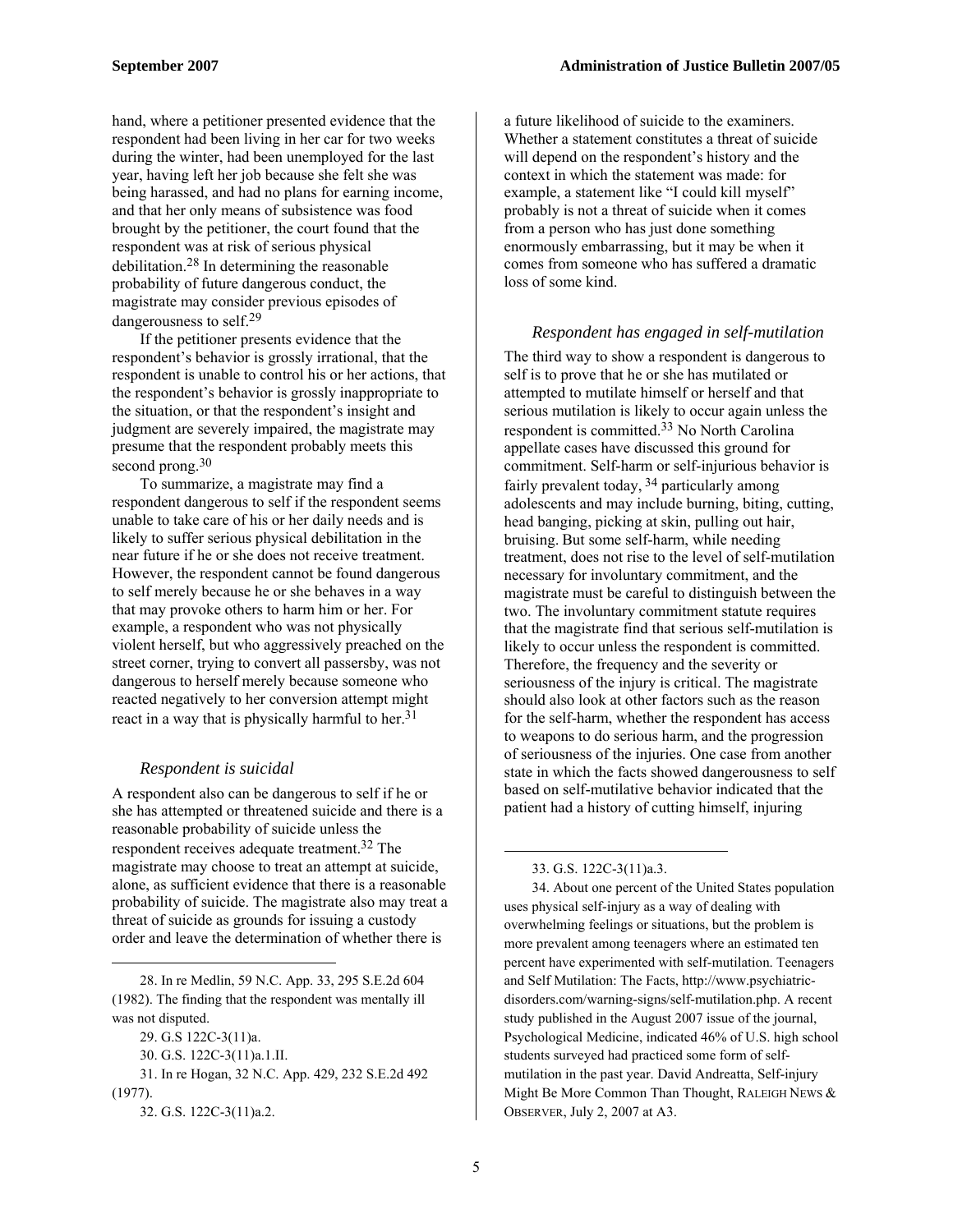hand, where a petitioner presented evidence that the respondent had been living in her car for two weeks during the winter, had been unemployed for the last year, having left her job because she felt she was being harassed, and had no plans for earning income, and that her only means of subsistence was food brought by the petitioner, the court found that the respondent was at risk of serious physical debilitation.[28] In determining the reasonable probability of future dangerous conduct, the magistrate may consider previous episodes of dangerousness to self.[29]

If the petitioner presents evidence that the respondent's behavior is grossly irrational, that the respondent is unable to control his or her actions, that the respondent's behavior is grossly inappropriate to the situation, or that the respondent's insight and judgment are severely impaired, the magistrate may presume that the respondent probably meets this second prong.[30]

To summarize, a magistrate may find a respondent dangerous to self if the respondent seems unable to take care of his or her daily needs and is likely to suffer serious physical debilitation in the near future if he or she does not receive treatment. However, the respondent cannot be found dangerous to self merely because he or she behaves in a way that may provoke others to harm him or her. For example, a respondent who was not physically violent herself, but who aggressively preached on the street corner, trying to convert all passersby, was not dangerous to herself merely because someone who reacted negatively to her conversion attempt might react in a way that is physically harmful to her.[31]

### *Respondent is suicidal*

A respondent also can be dangerous to self if he or she has attempted or threatened suicide and there is a reasonable probability of suicide unless the respondent receives adequate treatment.[32] The magistrate may choose to treat an attempt at suicide, alone, as sufficient evidence that there is a reasonable probability of suicide. The magistrate also may treat a threat of suicide as grounds for issuing a custody order and leave the determination of whether there is a future likelihood of suicide to the examiners. Whether a statement constitutes a threat of suicide will depend on the respondent's history and the context in which the statement was made: for example, a statement like "I could kill myself" probably is not a threat of suicide when it comes from a person who has just done something enormously embarrassing, but it may be when it comes from someone who has suffered a dramatic loss of some kind.

### *Respondent has engaged in self-mutilation*

The third way to show a respondent is dangerous to self is to prove that he or she has mutilated or attempted to mutilate himself or herself and that serious mutilation is likely to occur again unless the respondent is committed.[33] No North Carolina appellate cases have discussed this ground for commitment. Self-harm or self-injurious behavior is fairly prevalent today,[34] particularly among adolescents and may include burning, biting, cutting, head banging, picking at skin, pulling out hair, bruising. But some self-harm, while needing treatment, does not rise to the level of self-mutilation necessary for involuntary commitment, and the magistrate must be careful to distinguish between the two. The involuntary commitment statute requires that the magistrate find that serious self-mutilation is likely to occur unless the respondent is committed. Therefore, the frequency and the severity or seriousness of the injury is critical. The magistrate should also look at other factors such as the reason for the self-harm, whether the respondent has access to weapons to do serious harm, and the progression of seriousness of the injuries. One case from another state in which the facts showed dangerousness to self based on self-mutilative behavior indicated that the patient had a history of cutting himself, injuring

---

28. In re Medlin, 59 N.C. App. 33, 295 S.E.2d 604 (1982). The finding that the respondent was mentally ill was not disputed.

29. G.S 122C-3(11)a.

30. G.S. 122C-3(11)a.1.II.

31. In re Hogan, 32 N.C. App. 429, 232 S.E.2d 492 (1977).

32. G.S. 122C-3(11)a.2.

33. G.S. 122C-3(11)a.3.

34. About one percent of the United States population uses physical self-injury as a way of dealing with overwhelming feelings or situations, but the problem is more prevalent among teenagers where an estimated ten percent have experimented with self-mutilation. Teenagers and Self Mutilation: The Facts, http://www.psychiatric-disorders.com/warning-signs/self-mutilation.php. A recent study published in the August 2007 issue of the journal, Psychological Medicine, indicated 46% of U.S. high school students surveyed had practiced some form of self-mutilation in the past year. David Andreatta, Self-injury Might Be More Common Than Thought, RALEIGH NEWS & OBSERVER, July 2, 2007 at A3.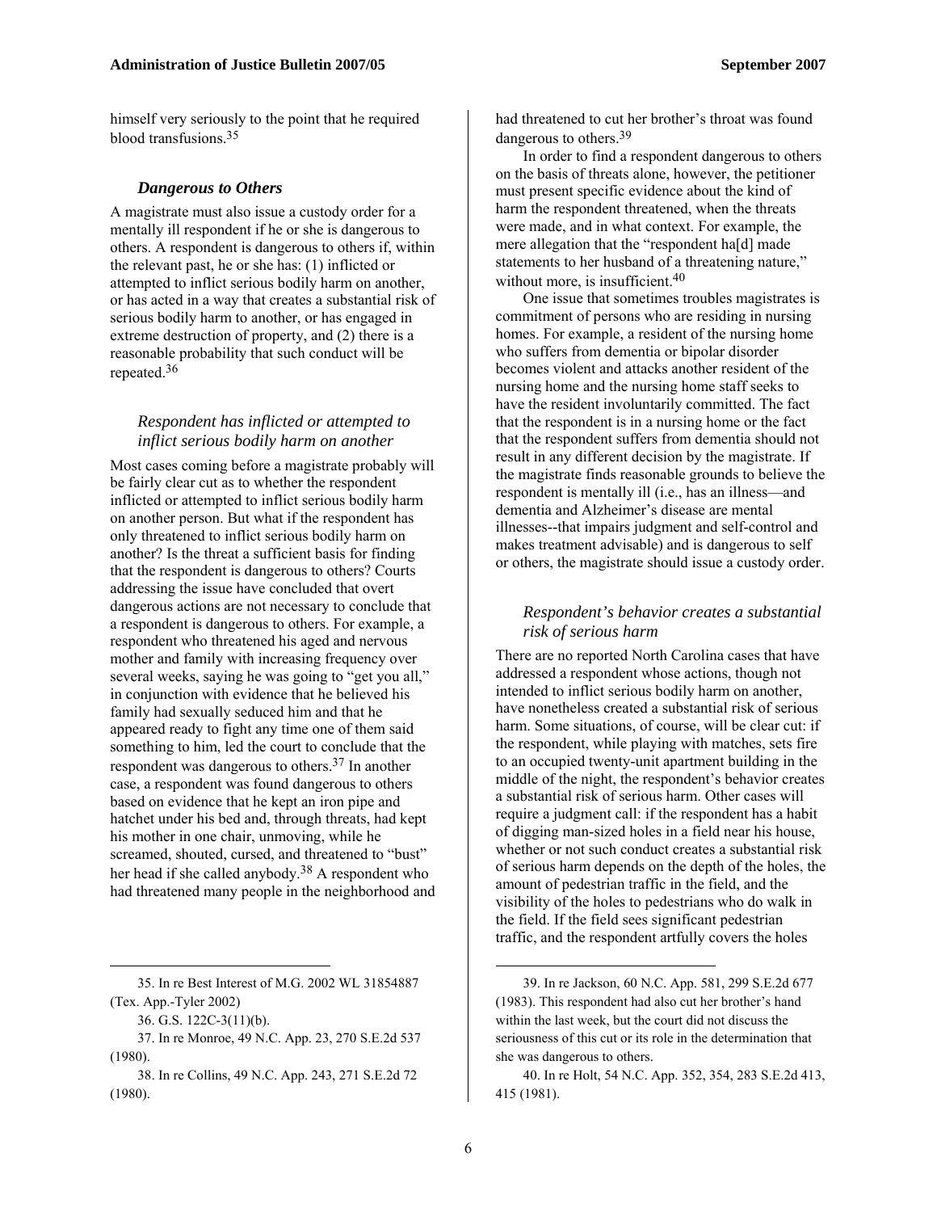himself very seriously to the point that he required blood transfusions.[35]

### *Dangerous to Others*

A magistrate must also issue a custody order for a mentally ill respondent if he or she is dangerous to others. A respondent is dangerous to others if, within the relevant past, he or she has: (1) inflicted or attempted to inflict serious bodily harm on another, or has acted in a way that creates a substantial risk of serious bodily harm to another, or has engaged in extreme destruction of property, and (2) there is a reasonable probability that such conduct will be repeated.[36]

#### *Respondent has inflicted or attempted to inflict serious bodily harm on another*

Most cases coming before a magistrate probably will be fairly clear cut as to whether the respondent inflicted or attempted to inflict serious bodily harm on another person. But what if the respondent has only threatened to inflict serious bodily harm on another? Is the threat a sufficient basis for finding that the respondent is dangerous to others? Courts addressing the issue have concluded that overt dangerous actions are not necessary to conclude that a respondent is dangerous to others. For example, a respondent who threatened his aged and nervous mother and family with increasing frequency over several weeks, saying he was going to "get you all," in conjunction with evidence that he believed his family had sexually seduced him and that he appeared ready to fight any time one of them said something to him, led the court to conclude that the respondent was dangerous to others.[37] In another case, a respondent was found dangerous to others based on evidence that he kept an iron pipe and hatchet under his bed and, through threats, had kept his mother in one chair, unmoving, while he screamed, shouted, cursed, and threatened to "bust" her head if she called anybody.[38] A respondent who had threatened many people in the neighborhood and had threatened to cut her brother's throat was found dangerous to others.[39]

In order to find a respondent dangerous to others on the basis of threats alone, however, the petitioner must present specific evidence about the kind of harm the respondent threatened, when the threats were made, and in what context. For example, the mere allegation that the "respondent ha[d] made statements to her husband of a threatening nature," without more, is insufficient.[40]

One issue that sometimes troubles magistrates is commitment of persons who are residing in nursing homes. For example, a resident of the nursing home who suffers from dementia or bipolar disorder becomes violent and attacks another resident of the nursing home and the nursing home staff seeks to have the resident involuntarily committed. The fact that the respondent is in a nursing home or the fact that the respondent suffers from dementia should not result in any different decision by the magistrate. If the magistrate finds reasonable grounds to believe the respondent is mentally ill (i.e., has an illness—and dementia and Alzheimer's disease are mental illnesses--that impairs judgment and self-control and makes treatment advisable) and is dangerous to self or others, the magistrate should issue a custody order.

#### *Respondent's behavior creates a substantial risk of serious harm*

There are no reported North Carolina cases that have addressed a respondent whose actions, though not intended to inflict serious bodily harm on another, have nonetheless created a substantial risk of serious harm. Some situations, of course, will be clear cut: if the respondent, while playing with matches, sets fire to an occupied twenty-unit apartment building in the middle of the night, the respondent's behavior creates a substantial risk of serious harm. Other cases will require a judgment call: if the respondent has a habit of digging man-sized holes in a field near his house, whether or not such conduct creates a substantial risk of serious harm depends on the depth of the holes, the amount of pedestrian traffic in the field, and the visibility of the holes to pedestrians who do walk in the field. If the field sees significant pedestrian traffic, and the respondent artfully covers the holes

---

35. In re Best Interest of M.G. 2002 WL 31854887 (Tex. App.-Tyler 2002)

36. G.S. 122C-3(11)(b).

37. In re Monroe, 49 N.C. App. 23, 270 S.E.2d 537 (1980).

38. In re Collins, 49 N.C. App. 243, 271 S.E.2d 72 (1980).

39. In re Jackson, 60 N.C. App. 581, 299 S.E.2d 677 (1983). This respondent had also cut her brother's hand within the last week, but the court did not discuss the seriousness of this cut or its role in the determination that she was dangerous to others.

40. In re Holt, 54 N.C. App. 352, 354, 283 S.E.2d 413, 415 (1981).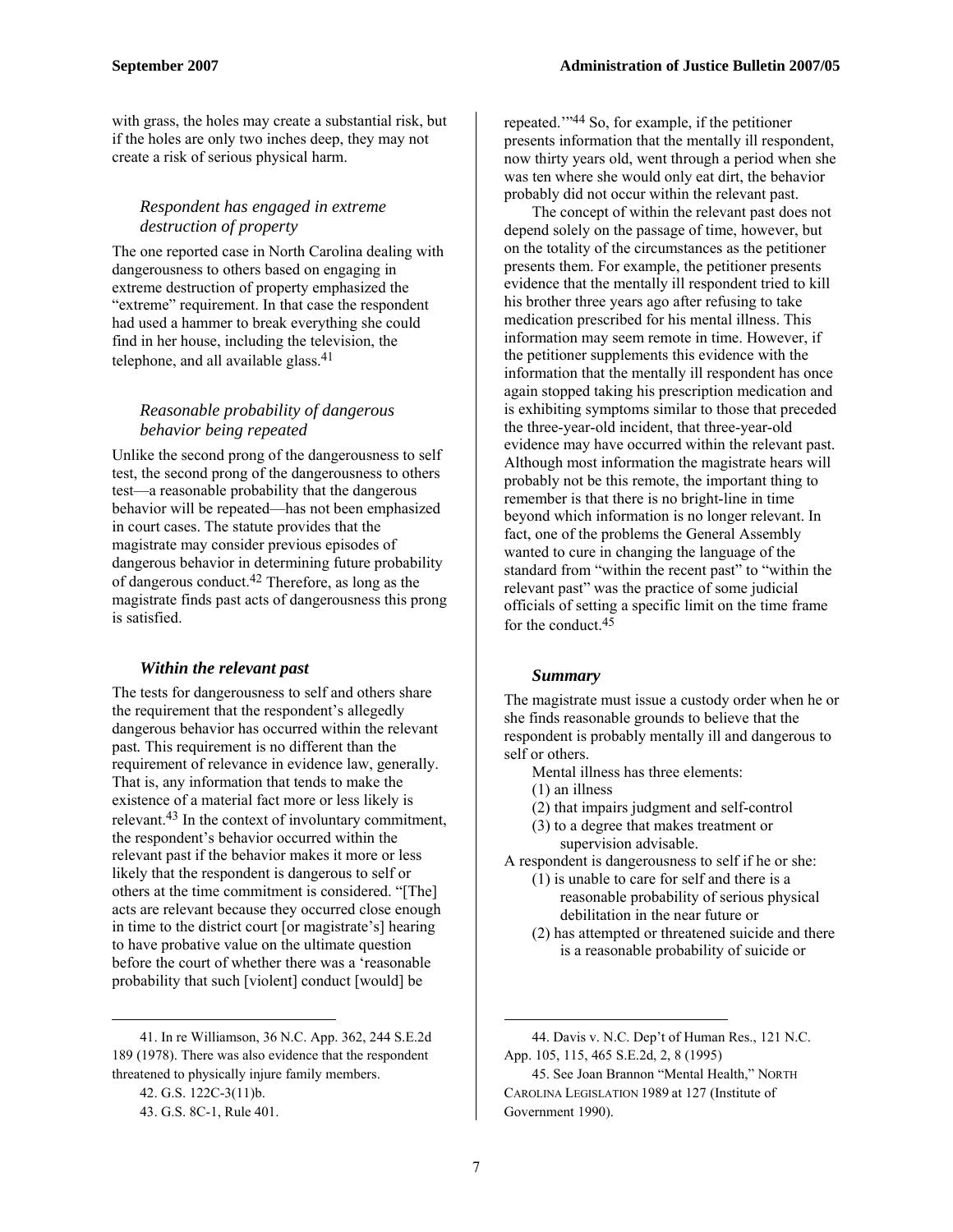with grass, the holes may create a substantial risk, but if the holes are only two inches deep, they may not create a risk of serious physical harm.

### *Respondent has engaged in extreme destruction of property*

The one reported case in North Carolina dealing with dangerousness to others based on engaging in extreme destruction of property emphasized the "extreme" requirement. In that case the respondent had used a hammer to break everything she could find in her house, including the television, the telephone, and all available glass.[41]

### *Reasonable probability of dangerous behavior being repeated*

Unlike the second prong of the dangerousness to self test, the second prong of the dangerousness to others test—a reasonable probability that the dangerous behavior will be repeated—has not been emphasized in court cases. The statute provides that the magistrate may consider previous episodes of dangerous behavior in determining future probability of dangerous conduct.[42] Therefore, as long as the magistrate finds past acts of dangerousness this prong is satisfied.

### ***Within the relevant past***

The tests for dangerousness to self and others share the requirement that the respondent's allegedly dangerous behavior has occurred within the relevant past. This requirement is no different than the requirement of relevance in evidence law, generally. That is, any information that tends to make the existence of a material fact more or less likely is relevant.[43] In the context of involuntary commitment, the respondent's behavior occurred within the relevant past if the behavior makes it more or less likely that the respondent is dangerous to self or others at the time commitment is considered. "[The] acts are relevant because they occurred close enough in time to the district court [or magistrate's] hearing to have probative value on the ultimate question before the court of whether there was a 'reasonable probability that such [violent] conduct [would] be repeated.'"[44] So, for example, if the petitioner presents information that the mentally ill respondent, now thirty years old, went through a period when she was ten where she would only eat dirt, the behavior probably did not occur within the relevant past.

The concept of within the relevant past does not depend solely on the passage of time, however, but on the totality of the circumstances as the petitioner presents them. For example, the petitioner presents evidence that the mentally ill respondent tried to kill his brother three years ago after refusing to take medication prescribed for his mental illness. This information may seem remote in time. However, if the petitioner supplements this evidence with the information that the mentally ill respondent has once again stopped taking his prescription medication and is exhibiting symptoms similar to those that preceded the three-year-old incident, that three-year-old evidence may have occurred within the relevant past. Although most information the magistrate hears will probably not be this remote, the important thing to remember is that there is no bright-line in time beyond which information is no longer relevant. In fact, one of the problems the General Assembly wanted to cure in changing the language of the standard from "within the recent past" to "within the relevant past" was the practice of some judicial officials of setting a specific limit on the time frame for the conduct.[45]

### ***Summary***

The magistrate must issue a custody order when he or she finds reasonable grounds to believe that the respondent is probably mentally ill and dangerous to self or others.

Mental illness has three elements:

(1) an illness
(2) that impairs judgment and self-control
(3) to a degree that makes treatment or supervision advisable.

A respondent is dangerousness to self if he or she:

(1) is unable to care for self and there is a reasonable probability of serious physical debilitation in the near future or
(2) has attempted or threatened suicide and there is a reasonable probability of suicide or

---

41. In re Williamson, 36 N.C. App. 362, 244 S.E.2d 189 (1978). There was also evidence that the respondent threatened to physically injure family members.

42. G.S. 122C-3(11)b.

43. G.S. 8C-1, Rule 401.

44. Davis v. N.C. Dep't of Human Res., 121 N.C. App. 105, 115, 465 S.E.2d, 2, 8 (1995)

45. See Joan Brannon "Mental Health," NORTH CAROLINA LEGISLATION 1989 at 127 (Institute of Government 1990).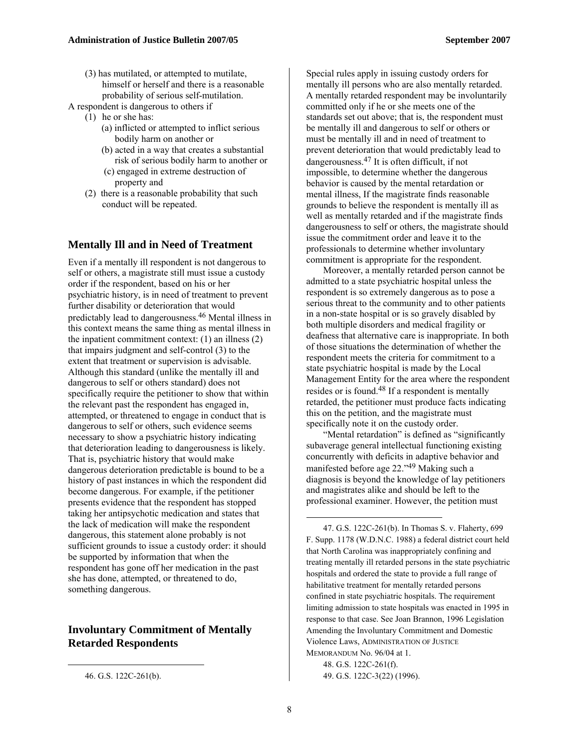(3) has mutilated, or attempted to mutilate, himself or herself and there is a reasonable probability of serious self-mutilation.

A respondent is dangerous to others if

(1) he or she has:
   - (a) inflicted or attempted to inflict serious bodily harm on another or
   - (b) acted in a way that creates a substantial risk of serious bodily harm to another or
   - (c) engaged in extreme destruction of property and

(2) there is a reasonable probability that such conduct will be repeated.

## Mentally Ill and in Need of Treatment

Even if a mentally ill respondent is not dangerous to self or others, a magistrate still must issue a custody order if the respondent, based on his or her psychiatric history, is in need of treatment to prevent further disability or deterioration that would predictably lead to dangerousness.[46] Mental illness in this context means the same thing as mental illness in the inpatient commitment context: (1) an illness (2) that impairs judgment and self-control (3) to the extent that treatment or supervision is advisable. Although this standard (unlike the mentally ill and dangerous to self or others standard) does not specifically require the petitioner to show that within the relevant past the respondent has engaged in, attempted, or threatened to engage in conduct that is dangerous to self or others, such evidence seems necessary to show a psychiatric history indicating that deterioration leading to dangerousness is likely. That is, psychiatric history that would make dangerous deterioration predictable is bound to be a history of past instances in which the respondent did become dangerous. For example, if the petitioner presents evidence that the respondent has stopped taking her antipsychotic medication and states that the lack of medication will make the respondent dangerous, this statement alone probably is not sufficient grounds to issue a custody order: it should be supported by information that when the respondent has gone off her medication in the past she has done, attempted, or threatened to do, something dangerous.

## Involuntary Commitment of Mentally Retarded Respondents

Special rules apply in issuing custody orders for mentally ill persons who are also mentally retarded. A mentally retarded respondent may be involuntarily committed only if he or she meets one of the standards set out above; that is, the respondent must be mentally ill and dangerous to self or others or must be mentally ill and in need of treatment to prevent deterioration that would predictably lead to dangerousness.[47] It is often difficult, if not impossible, to determine whether the dangerous behavior is caused by the mental retardation or mental illness, If the magistrate finds reasonable grounds to believe the respondent is mentally ill as well as mentally retarded and if the magistrate finds dangerousness to self or others, the magistrate should issue the commitment order and leave it to the professionals to determine whether involuntary commitment is appropriate for the respondent.

Moreover, a mentally retarded person cannot be admitted to a state psychiatric hospital unless the respondent is so extremely dangerous as to pose a serious threat to the community and to other patients in a non-state hospital or is so gravely disabled by both multiple disorders and medical fragility or deafness that alternative care is inappropriate. In both of those situations the determination of whether the respondent meets the criteria for commitment to a state psychiatric hospital is made by the Local Management Entity for the area where the respondent resides or is found.[48] If a respondent is mentally retarded, the petitioner must produce facts indicating this on the petition, and the magistrate must specifically note it on the custody order.

"Mental retardation" is defined as "significantly subaverage general intellectual functioning existing concurrently with deficits in adaptive behavior and manifested before age 22."[49] Making such a diagnosis is beyond the knowledge of lay petitioners and magistrates alike and should be left to the professional examiner. However, the petition must

---

46. G.S. 122C-261(b).

47. G.S. 122C-261(b). In Thomas S. v. Flaherty, 699 F. Supp. 1178 (W.D.N.C. 1988) a federal district court held that North Carolina was inappropriately confining and treating mentally ill retarded persons in the state psychiatric hospitals and ordered the state to provide a full range of habilitative treatment for mentally retarded persons confined in state psychiatric hospitals. The requirement limiting admission to state hospitals was enacted in 1995 in response to that case. See Joan Brannon, 1996 Legislation Amending the Involuntary Commitment and Domestic Violence Laws, ADMINISTRATION OF JUSTICE MEMORANDUM No. 96/04 at 1.

48. G.S. 122C-261(f).

49. G.S. 122C-3(22) (1996).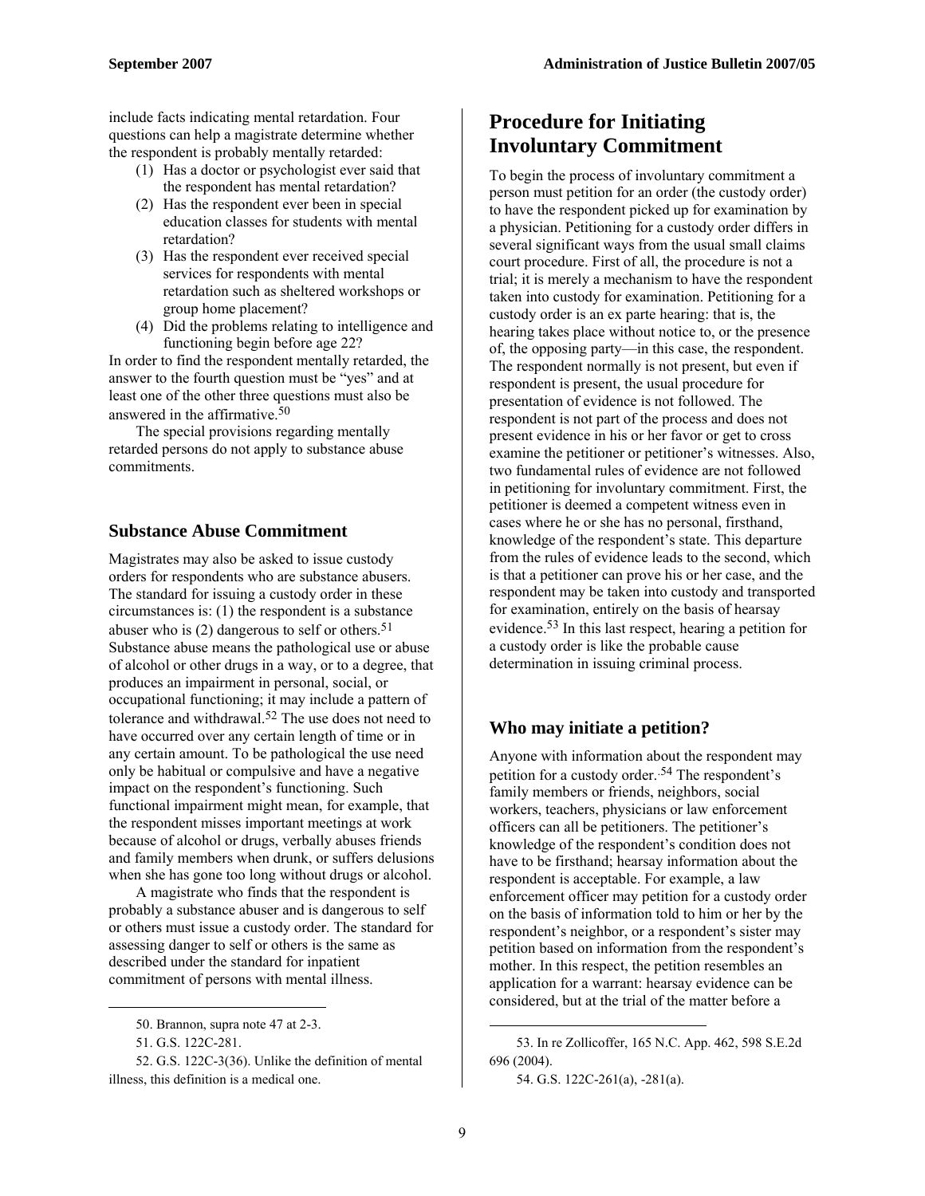include facts indicating mental retardation. Four questions can help a magistrate determine whether the respondent is probably mentally retarded:

(1) Has a doctor or psychologist ever said that the respondent has mental retardation?
(2) Has the respondent ever been in special education classes for students with mental retardation?
(3) Has the respondent ever received special services for respondents with mental retardation such as sheltered workshops or group home placement?
(4) Did the problems relating to intelligence and functioning begin before age 22?

In order to find the respondent mentally retarded, the answer to the fourth question must be "yes" and at least one of the other three questions must also be answered in the affirmative.[50]

The special provisions regarding mentally retarded persons do not apply to substance abuse commitments.

### Substance Abuse Commitment

Magistrates may also be asked to issue custody orders for respondents who are substance abusers. The standard for issuing a custody order in these circumstances is: (1) the respondent is a substance abuser who is (2) dangerous to self or others.[51] Substance abuse means the pathological use or abuse of alcohol or other drugs in a way, or to a degree, that produces an impairment in personal, social, or occupational functioning; it may include a pattern of tolerance and withdrawal.[52] The use does not need to have occurred over any certain length of time or in any certain amount. To be pathological the use need only be habitual or compulsive and have a negative impact on the respondent's functioning. Such functional impairment might mean, for example, that the respondent misses important meetings at work because of alcohol or drugs, verbally abuses friends and family members when drunk, or suffers delusions when she has gone too long without drugs or alcohol.

A magistrate who finds that the respondent is probably a substance abuser and is dangerous to self or others must issue a custody order. The standard for assessing danger to self or others is the same as described under the standard for inpatient commitment of persons with mental illness.

## Procedure for Initiating Involuntary Commitment

To begin the process of involuntary commitment a person must petition for an order (the custody order) to have the respondent picked up for examination by a physician. Petitioning for a custody order differs in several significant ways from the usual small claims court procedure. First of all, the procedure is not a trial; it is merely a mechanism to have the respondent taken into custody for examination. Petitioning for a custody order is an ex parte hearing: that is, the hearing takes place without notice to, or the presence of, the opposing party—in this case, the respondent. The respondent normally is not present, but even if respondent is present, the usual procedure for presentation of evidence is not followed. The respondent is not part of the process and does not present evidence in his or her favor or get to cross examine the petitioner or petitioner's witnesses. Also, two fundamental rules of evidence are not followed in petitioning for involuntary commitment. First, the petitioner is deemed a competent witness even in cases where he or she has no personal, firsthand, knowledge of the respondent's state. This departure from the rules of evidence leads to the second, which is that a petitioner can prove his or her case, and the respondent may be taken into custody and transported for examination, entirely on the basis of hearsay evidence.[53] In this last respect, hearing a petition for a custody order is like the probable cause determination in issuing criminal process.

### Who may initiate a petition?

Anyone with information about the respondent may petition for a custody order.[54] The respondent's family members or friends, neighbors, social workers, teachers, physicians or law enforcement officers can all be petitioners. The petitioner's knowledge of the respondent's condition does not have to be firsthand; hearsay information about the respondent is acceptable. For example, a law enforcement officer may petition for a custody order on the basis of information told to him or her by the respondent's neighbor, or a respondent's sister may petition based on information from the respondent's mother. In this respect, the petition resembles an application for a warrant: hearsay evidence can be considered, but at the trial of the matter before a

---

50. Brannon, supra note 47 at 2-3.

51. G.S. 122C-281.

52. G.S. 122C-3(36). Unlike the definition of mental illness, this definition is a medical one.

53. In re Zollicoffer, 165 N.C. App. 462, 598 S.E.2d 696 (2004).

54. G.S. 122C-261(a), -281(a).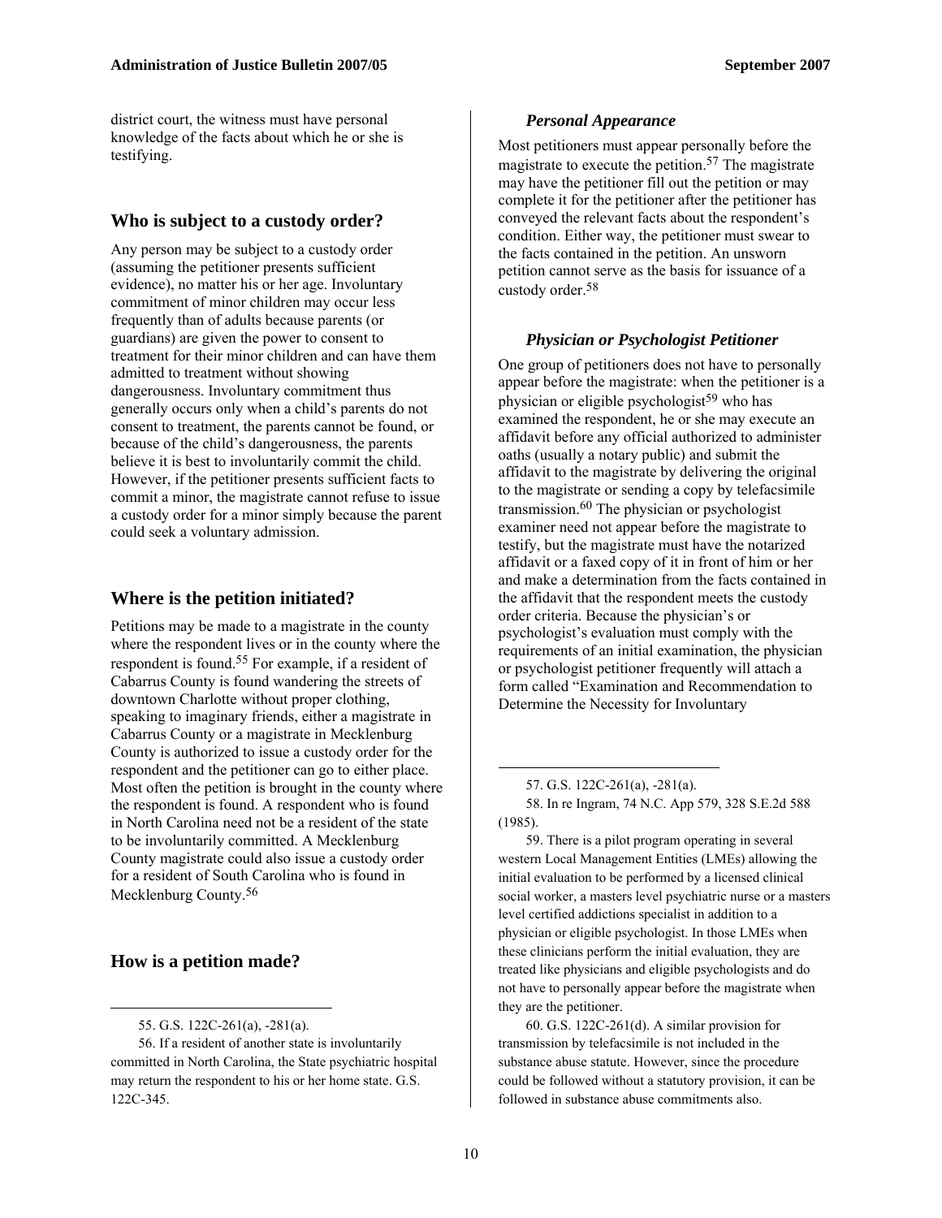district court, the witness must have personal knowledge of the facts about which he or she is testifying.

## Who is subject to a custody order?

Any person may be subject to a custody order (assuming the petitioner presents sufficient evidence), no matter his or her age. Involuntary commitment of minor children may occur less frequently than of adults because parents (or guardians) are given the power to consent to treatment for their minor children and can have them admitted to treatment without showing dangerousness. Involuntary commitment thus generally occurs only when a child's parents do not consent to treatment, the parents cannot be found, or because of the child's dangerousness, the parents believe it is best to involuntarily commit the child. However, if the petitioner presents sufficient facts to commit a minor, the magistrate cannot refuse to issue a custody order for a minor simply because the parent could seek a voluntary admission.

## Where is the petition initiated?

Petitions may be made to a magistrate in the county where the respondent lives or in the county where the respondent is found.[55] For example, if a resident of Cabarrus County is found wandering the streets of downtown Charlotte without proper clothing, speaking to imaginary friends, either a magistrate in Cabarrus County or a magistrate in Mecklenburg County is authorized to issue a custody order for the respondent and the petitioner can go to either place. Most often the petition is brought in the county where the respondent is found. A respondent who is found in North Carolina need not be a resident of the state to be involuntarily committed. A Mecklenburg County magistrate could also issue a custody order for a resident of South Carolina who is found in Mecklenburg County.[56]

## How is a petition made?

### *Personal Appearance*

Most petitioners must appear personally before the magistrate to execute the petition.[57] The magistrate may have the petitioner fill out the petition or may complete it for the petitioner after the petitioner has conveyed the relevant facts about the respondent's condition. Either way, the petitioner must swear to the facts contained in the petition. An unsworn petition cannot serve as the basis for issuance of a custody order.[58]

### *Physician or Psychologist Petitioner*

One group of petitioners does not have to personally appear before the magistrate: when the petitioner is a physician or eligible psychologist[59] who has examined the respondent, he or she may execute an affidavit before any official authorized to administer oaths (usually a notary public) and submit the affidavit to the magistrate by delivering the original to the magistrate or sending a copy by telefacsimile transmission.[60] The physician or psychologist examiner need not appear before the magistrate to testify, but the magistrate must have the notarized affidavit or a faxed copy of it in front of him or her and make a determination from the facts contained in the affidavit that the respondent meets the custody order criteria. Because the physician's or psychologist's evaluation must comply with the requirements of an initial examination, the physician or psychologist petitioner frequently will attach a form called "Examination and Recommendation to Determine the Necessity for Involuntary

---

55. G.S. 122C-261(a), -281(a).

56. If a resident of another state is involuntarily committed in North Carolina, the State psychiatric hospital may return the respondent to his or her home state. G.S. 122C-345.

57. G.S. 122C-261(a), -281(a).

58. In re Ingram, 74 N.C. App 579, 328 S.E.2d 588 (1985).

59. There is a pilot program operating in several western Local Management Entities (LMEs) allowing the initial evaluation to be performed by a licensed clinical social worker, a masters level psychiatric nurse or a masters level certified addictions specialist in addition to a physician or eligible psychologist. In those LMEs when these clinicians perform the initial evaluation, they are treated like physicians and eligible psychologists and do not have to personally appear before the magistrate when they are the petitioner.

60. G.S. 122C-261(d). A similar provision for transmission by telefacsimile is not included in the substance abuse statute. However, since the procedure could be followed without a statutory provision, it can be followed in substance abuse commitments also.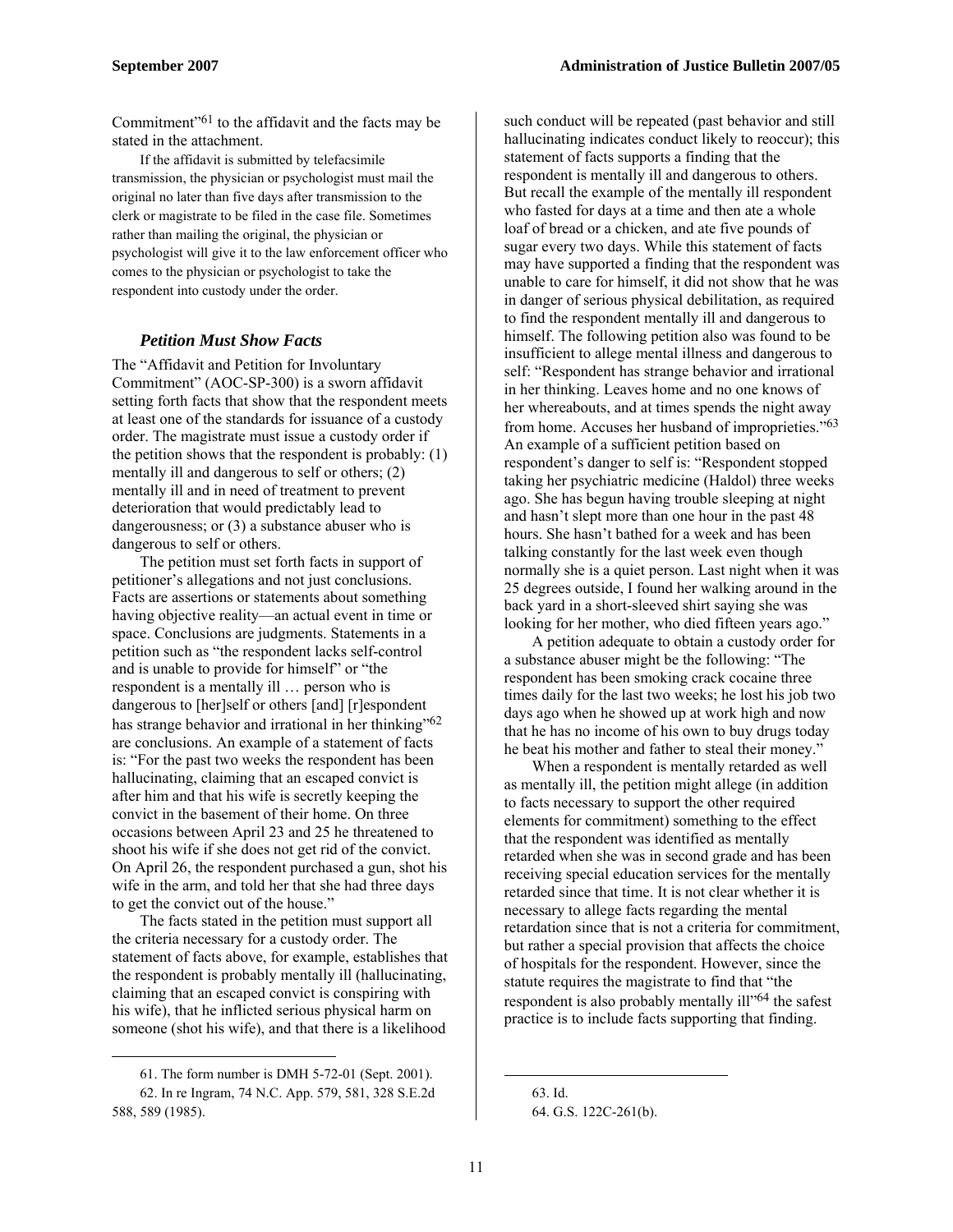Commitment"[61] to the affidavit and the facts may be stated in the attachment.

If the affidavit is submitted by telefacsimile transmission, the physician or psychologist must mail the original no later than five days after transmission to the clerk or magistrate to be filed in the case file. Sometimes rather than mailing the original, the physician or psychologist will give it to the law enforcement officer who comes to the physician or psychologist to take the respondent into custody under the order.

### *Petition Must Show Facts*

The "Affidavit and Petition for Involuntary Commitment" (AOC-SP-300) is a sworn affidavit setting forth facts that show that the respondent meets at least one of the standards for issuance of a custody order. The magistrate must issue a custody order if the petition shows that the respondent is probably: (1) mentally ill and dangerous to self or others; (2) mentally ill and in need of treatment to prevent deterioration that would predictably lead to dangerousness; or (3) a substance abuser who is dangerous to self or others.

The petition must set forth facts in support of petitioner's allegations and not just conclusions. Facts are assertions or statements about something having objective reality—an actual event in time or space. Conclusions are judgments. Statements in a petition such as "the respondent lacks self-control and is unable to provide for himself" or "the respondent is a mentally ill … person who is dangerous to [her]self or others [and] [r]espondent has strange behavior and irrational in her thinking"[62] are conclusions. An example of a statement of facts is: "For the past two weeks the respondent has been hallucinating, claiming that an escaped convict is after him and that his wife is secretly keeping the convict in the basement of their home. On three occasions between April 23 and 25 he threatened to shoot his wife if she does not get rid of the convict. On April 26, the respondent purchased a gun, shot his wife in the arm, and told her that she had three days to get the convict out of the house."

The facts stated in the petition must support all the criteria necessary for a custody order. The statement of facts above, for example, establishes that the respondent is probably mentally ill (hallucinating, claiming that an escaped convict is conspiring with his wife), that he inflicted serious physical harm on someone (shot his wife), and that there is a likelihood such conduct will be repeated (past behavior and still hallucinating indicates conduct likely to reoccur); this statement of facts supports a finding that the respondent is mentally ill and dangerous to others. But recall the example of the mentally ill respondent who fasted for days at a time and then ate a whole loaf of bread or a chicken, and ate five pounds of sugar every two days. While this statement of facts may have supported a finding that the respondent was unable to care for himself, it did not show that he was in danger of serious physical debilitation, as required to find the respondent mentally ill and dangerous to himself. The following petition also was found to be insufficient to allege mental illness and dangerous to self: "Respondent has strange behavior and irrational in her thinking. Leaves home and no one knows of her whereabouts, and at times spends the night away from home. Accuses her husband of improprieties."[63] An example of a sufficient petition based on respondent's danger to self is: "Respondent stopped taking her psychiatric medicine (Haldol) three weeks ago. She has begun having trouble sleeping at night and hasn't slept more than one hour in the past 48 hours. She hasn't bathed for a week and has been talking constantly for the last week even though normally she is a quiet person. Last night when it was 25 degrees outside, I found her walking around in the back yard in a short-sleeved shirt saying she was looking for her mother, who died fifteen years ago."

A petition adequate to obtain a custody order for a substance abuser might be the following: "The respondent has been smoking crack cocaine three times daily for the last two weeks; he lost his job two days ago when he showed up at work high and now that he has no income of his own to buy drugs today he beat his mother and father to steal their money."

When a respondent is mentally retarded as well as mentally ill, the petition might allege (in addition to facts necessary to support the other required elements for commitment) something to the effect that the respondent was identified as mentally retarded when she was in second grade and has been receiving special education services for the mentally retarded since that time. It is not clear whether it is necessary to allege facts regarding the mental retardation since that is not a criteria for commitment, but rather a special provision that affects the choice of hospitals for the respondent. However, since the statute requires the magistrate to find that "the respondent is also probably mentally ill"[64] the safest practice is to include facts supporting that finding.

---

61. The form number is DMH 5-72-01 (Sept. 2001).

62. In re Ingram, 74 N.C. App. 579, 581, 328 S.E.2d 588, 589 (1985).

63. Id.

64. G.S. 122C-261(b).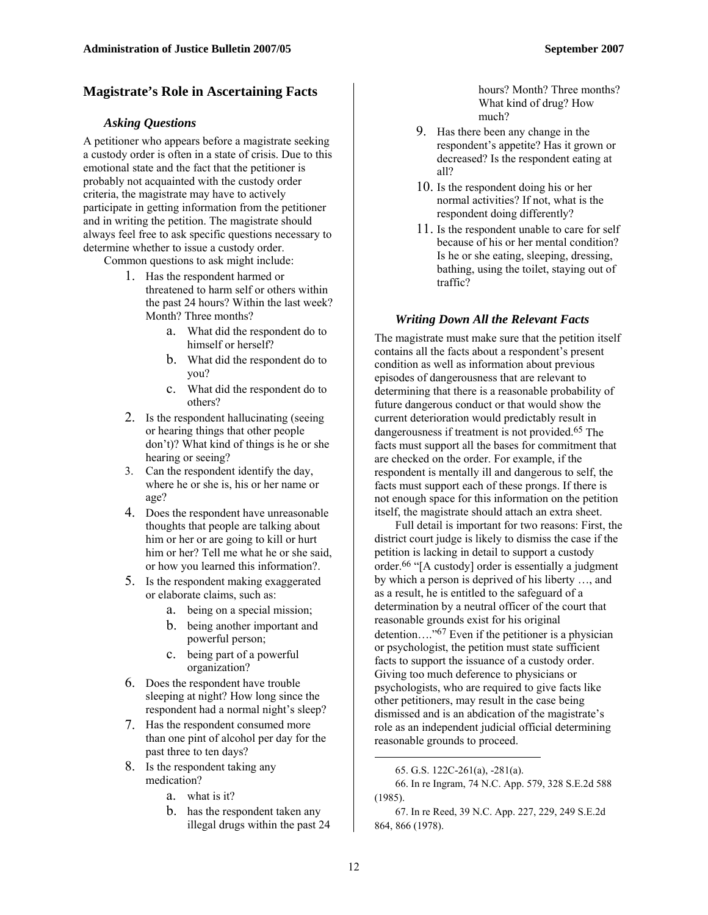## Magistrate's Role in Ascertaining Facts

### *Asking Questions*

A petitioner who appears before a magistrate seeking a custody order is often in a state of crisis. Due to this emotional state and the fact that the petitioner is probably not acquainted with the custody order criteria, the magistrate may have to actively participate in getting information from the petitioner and in writing the petition. The magistrate should always feel free to ask specific questions necessary to determine whether to issue a custody order.

Common questions to ask might include:

1. Has the respondent harmed or threatened to harm self or others within the past 24 hours? Within the last week? Month? Three months?
   a. What did the respondent do to himself or herself?
   b. What did the respondent do to you?
   c. What did the respondent do to others?
2. Is the respondent hallucinating (seeing or hearing things that other people don't)? What kind of things is he or she hearing or seeing?
3. Can the respondent identify the day, where he or she is, his or her name or age?
4. Does the respondent have unreasonable thoughts that people are talking about him or her or are going to kill or hurt him or her? Tell me what he or she said, or how you learned this information?.
5. Is the respondent making exaggerated or elaborate claims, such as:
   a. being on a special mission;
   b. being another important and powerful person;
   c. being part of a powerful organization?
6. Does the respondent have trouble sleeping at night? How long since the respondent had a normal night's sleep?
7. Has the respondent consumed more than one pint of alcohol per day for the past three to ten days?
8. Is the respondent taking any medication?
   a. what is it?
   b. has the respondent taken any illegal drugs within the past 24 hours? Month? Three months? What kind of drug? How much?
9. Has there been any change in the respondent's appetite? Has it grown or decreased? Is the respondent eating at all?
10. Is the respondent doing his or her normal activities? If not, what is the respondent doing differently?
11. Is the respondent unable to care for self because of his or her mental condition? Is he or she eating, sleeping, dressing, bathing, using the toilet, staying out of traffic?

### *Writing Down All the Relevant Facts*

The magistrate must make sure that the petition itself contains all the facts about a respondent's present condition as well as information about previous episodes of dangerousness that are relevant to determining that there is a reasonable probability of future dangerous conduct or that would show the current deterioration would predictably result in dangerousness if treatment is not provided.[65] The facts must support all the bases for commitment that are checked on the order. For example, if the respondent is mentally ill and dangerous to self, the facts must support each of these prongs. If there is not enough space for this information on the petition itself, the magistrate should attach an extra sheet.

Full detail is important for two reasons: First, the district court judge is likely to dismiss the case if the petition is lacking in detail to support a custody order.[66] "[A custody] order is essentially a judgment by which a person is deprived of his liberty …, and as a result, he is entitled to the safeguard of a determination by a neutral officer of the court that reasonable grounds exist for his original detention…."[67] Even if the petitioner is a physician or psychologist, the petition must state sufficient facts to support the issuance of a custody order. Giving too much deference to physicians or psychologists, who are required to give facts like other petitioners, may result in the case being dismissed and is an abdication of the magistrate's role as an independent judicial official determining reasonable grounds to proceed.

---

65. G.S. 122C-261(a), -281(a).

66. In re Ingram, 74 N.C. App. 579, 328 S.E.2d 588 (1985).

67. In re Reed, 39 N.C. App. 227, 229, 249 S.E.2d 864, 866 (1978).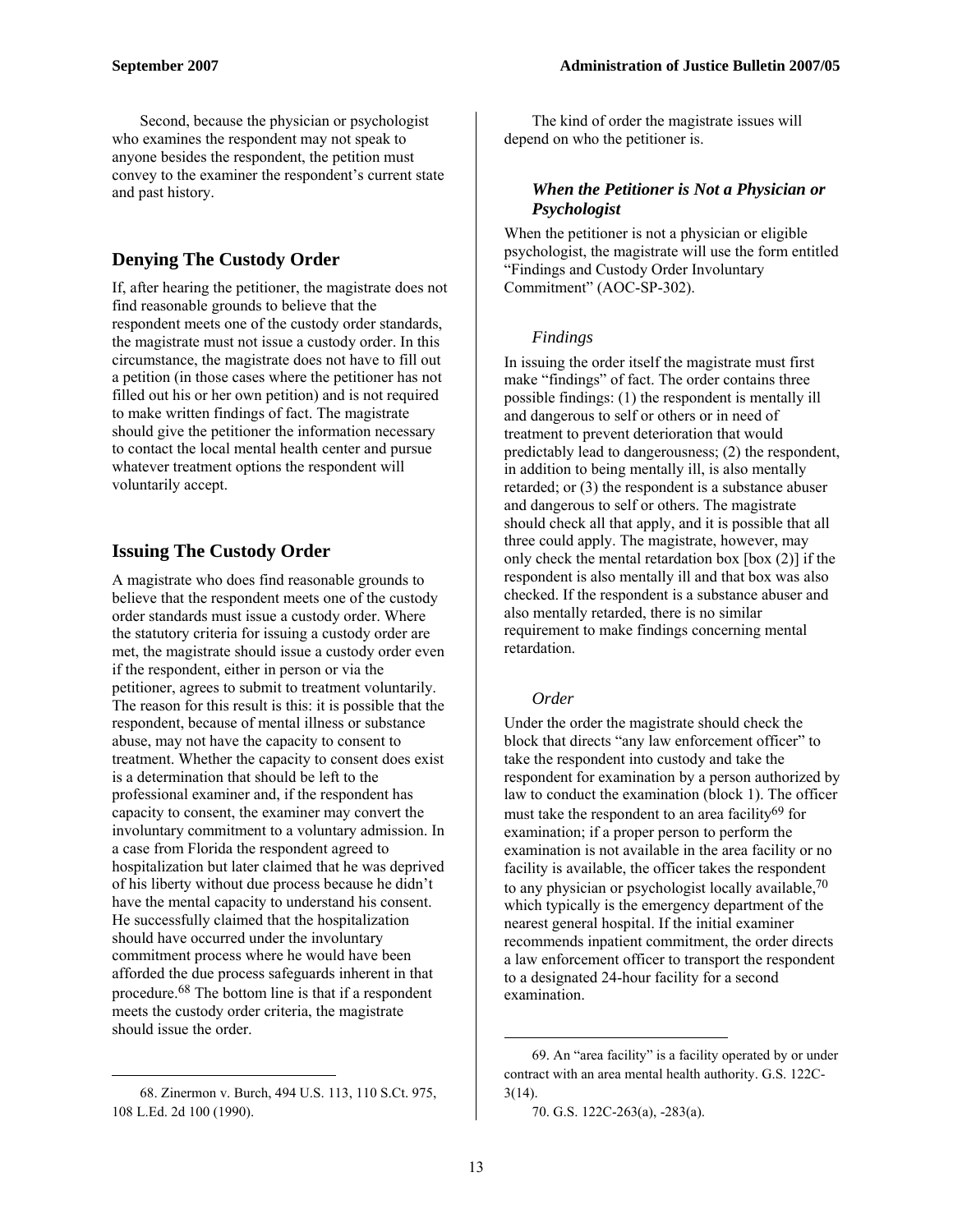Second, because the physician or psychologist who examines the respondent may not speak to anyone besides the respondent, the petition must convey to the examiner the respondent's current state and past history.

## Denying The Custody Order

If, after hearing the petitioner, the magistrate does not find reasonable grounds to believe that the respondent meets one of the custody order standards, the magistrate must not issue a custody order. In this circumstance, the magistrate does not have to fill out a petition (in those cases where the petitioner has not filled out his or her own petition) and is not required to make written findings of fact. The magistrate should give the petitioner the information necessary to contact the local mental health center and pursue whatever treatment options the respondent will voluntarily accept.

## Issuing The Custody Order

A magistrate who does find reasonable grounds to believe that the respondent meets one of the custody order standards must issue a custody order. Where the statutory criteria for issuing a custody order are met, the magistrate should issue a custody order even if the respondent, either in person or via the petitioner, agrees to submit to treatment voluntarily. The reason for this result is this: it is possible that the respondent, because of mental illness or substance abuse, may not have the capacity to consent to treatment. Whether the capacity to consent does exist is a determination that should be left to the professional examiner and, if the respondent has capacity to consent, the examiner may convert the involuntary commitment to a voluntary admission. In a case from Florida the respondent agreed to hospitalization but later claimed that he was deprived of his liberty without due process because he didn't have the mental capacity to understand his consent. He successfully claimed that the hospitalization should have occurred under the involuntary commitment process where he would have been afforded the due process safeguards inherent in that procedure.[68] The bottom line is that if a respondent meets the custody order criteria, the magistrate should issue the order.

The kind of order the magistrate issues will depend on who the petitioner is.

### *When the Petitioner is Not a Physician or Psychologist*

When the petitioner is not a physician or eligible psychologist, the magistrate will use the form entitled "Findings and Custody Order Involuntary Commitment" (AOC-SP-302).

#### *Findings*

In issuing the order itself the magistrate must first make "findings" of fact. The order contains three possible findings: (1) the respondent is mentally ill and dangerous to self or others or in need of treatment to prevent deterioration that would predictably lead to dangerousness; (2) the respondent, in addition to being mentally ill, is also mentally retarded; or (3) the respondent is a substance abuser and dangerous to self or others. The magistrate should check all that apply, and it is possible that all three could apply. The magistrate, however, may only check the mental retardation box [box (2)] if the respondent is also mentally ill and that box was also checked. If the respondent is a substance abuser and also mentally retarded, there is no similar requirement to make findings concerning mental retardation.

#### *Order*

Under the order the magistrate should check the block that directs "any law enforcement officer" to take the respondent into custody and take the respondent for examination by a person authorized by law to conduct the examination (block 1). The officer must take the respondent to an area facility[69] for examination; if a proper person to perform the examination is not available in the area facility or no facility is available, the officer takes the respondent to any physician or psychologist locally available,[70] which typically is the emergency department of the nearest general hospital. If the initial examiner recommends inpatient commitment, the order directs a law enforcement officer to transport the respondent to a designated 24-hour facility for a second examination.

---

68. Zinermon v. Burch, 494 U.S. 113, 110 S.Ct. 975, 108 L.Ed. 2d 100 (1990).

69. An "area facility" is a facility operated by or under contract with an area mental health authority. G.S. 122C-3(14).

70. G.S. 122C-263(a), -283(a).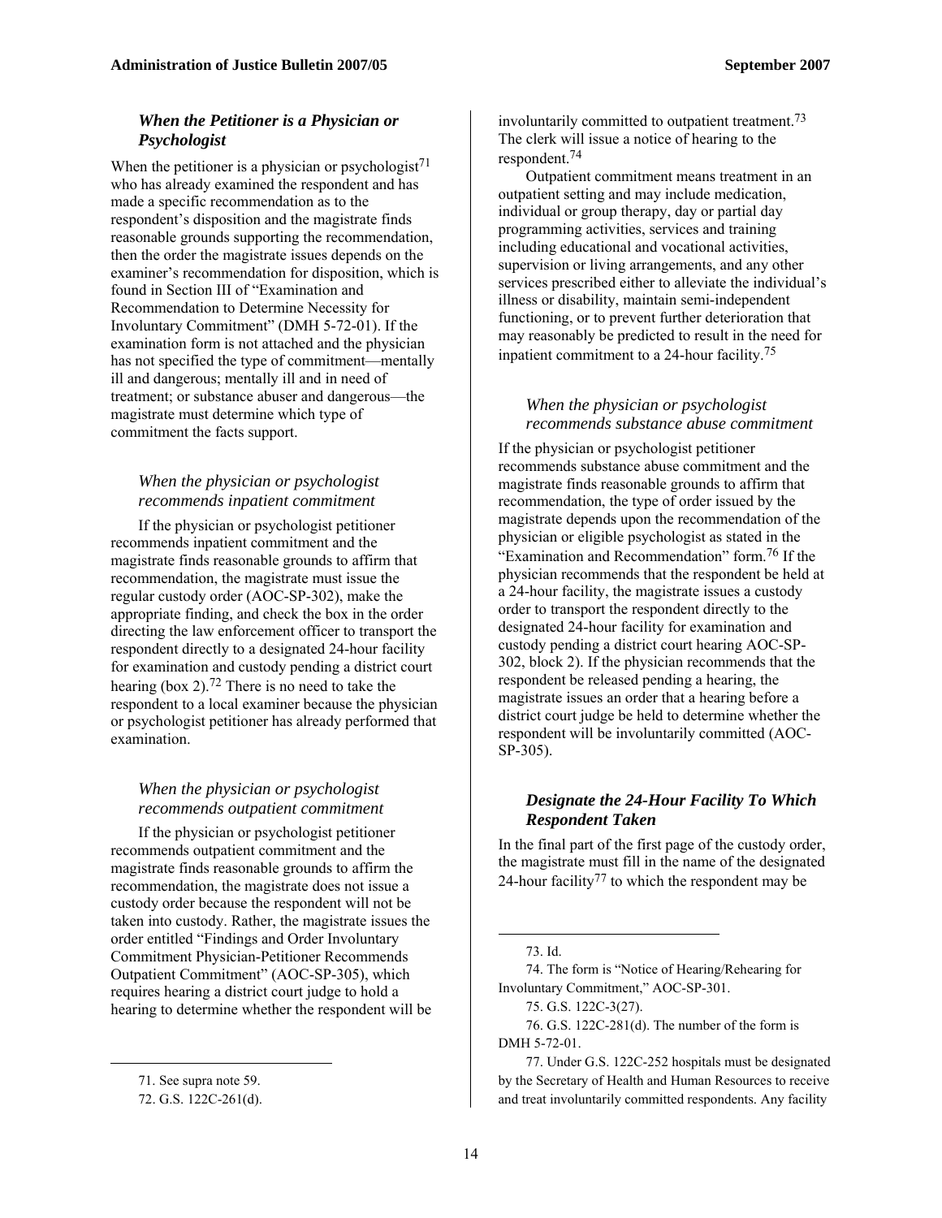### *When the Petitioner is a Physician or Psychologist*

When the petitioner is a physician or psychologist[71] who has already examined the respondent and has made a specific recommendation as to the respondent's disposition and the magistrate finds reasonable grounds supporting the recommendation, then the order the magistrate issues depends on the examiner's recommendation for disposition, which is found in Section III of "Examination and Recommendation to Determine Necessity for Involuntary Commitment" (DMH 5-72-01). If the examination form is not attached and the physician has not specified the type of commitment—mentally ill and dangerous; mentally ill and in need of treatment; or substance abuser and dangerous—the magistrate must determine which type of commitment the facts support.

#### *When the physician or psychologist recommends inpatient commitment*

If the physician or psychologist petitioner recommends inpatient commitment and the magistrate finds reasonable grounds to affirm that recommendation, the magistrate must issue the regular custody order (AOC-SP-302), make the appropriate finding, and check the box in the order directing the law enforcement officer to transport the respondent directly to a designated 24-hour facility for examination and custody pending a district court hearing (box 2).[72] There is no need to take the respondent to a local examiner because the physician or psychologist petitioner has already performed that examination.

#### *When the physician or psychologist recommends outpatient commitment*

If the physician or psychologist petitioner recommends outpatient commitment and the magistrate finds reasonable grounds to affirm the recommendation, the magistrate does not issue a custody order because the respondent will not be taken into custody. Rather, the magistrate issues the order entitled "Findings and Order Involuntary Commitment Physician-Petitioner Recommends Outpatient Commitment" (AOC-SP-305), which requires hearing a district court judge to hold a hearing to determine whether the respondent will be involuntarily committed to outpatient treatment.[73] The clerk will issue a notice of hearing to the respondent.[74]

Outpatient commitment means treatment in an outpatient setting and may include medication, individual or group therapy, day or partial day programming activities, services and training including educational and vocational activities, supervision or living arrangements, and any other services prescribed either to alleviate the individual's illness or disability, maintain semi-independent functioning, or to prevent further deterioration that may reasonably be predicted to result in the need for inpatient commitment to a 24-hour facility.[75]

#### *When the physician or psychologist recommends substance abuse commitment*

If the physician or psychologist petitioner recommends substance abuse commitment and the magistrate finds reasonable grounds to affirm that recommendation, the type of order issued by the magistrate depends upon the recommendation of the physician or eligible psychologist as stated in the "Examination and Recommendation" form.[76] If the physician recommends that the respondent be held at a 24-hour facility, the magistrate issues a custody order to transport the respondent directly to the designated 24-hour facility for examination and custody pending a district court hearing AOC-SP-302, block 2). If the physician recommends that the respondent be released pending a hearing, the magistrate issues an order that a hearing before a district court judge be held to determine whether the respondent will be involuntarily committed (AOC-SP-305).

### *Designate the 24-Hour Facility To Which Respondent Taken*

In the final part of the first page of the custody order, the magistrate must fill in the name of the designated 24-hour facility[77] to which the respondent may be

---

71. See supra note 59.

72. G.S. 122C-261(d).

73. Id.

74. The form is "Notice of Hearing/Rehearing for Involuntary Commitment," AOC-SP-301.

75. G.S. 122C-3(27).

76. G.S. 122C-281(d). The number of the form is DMH 5-72-01.

77. Under G.S. 122C-252 hospitals must be designated by the Secretary of Health and Human Resources to receive and treat involuntarily committed respondents. Any facility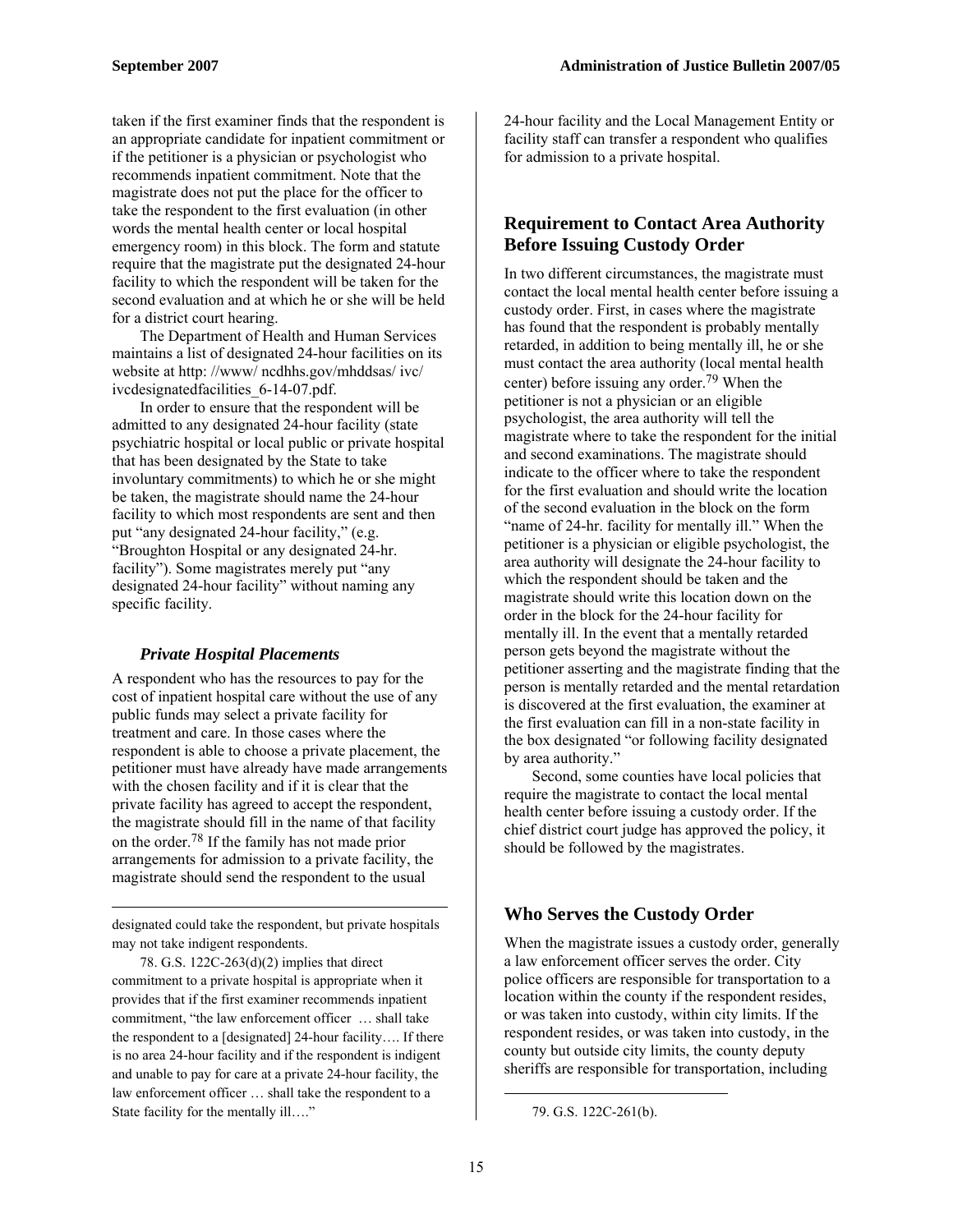taken if the first examiner finds that the respondent is an appropriate candidate for inpatient commitment or if the petitioner is a physician or psychologist who recommends inpatient commitment. Note that the magistrate does not put the place for the officer to take the respondent to the first evaluation (in other words the mental health center or local hospital emergency room) in this block. The form and statute require that the magistrate put the designated 24-hour facility to which the respondent will be taken for the second evaluation and at which he or she will be held for a district court hearing.

The Department of Health and Human Services maintains a list of designated 24-hour facilities on its website at http: //www/ ncdhhs.gov/mhddsas/ ivc/ ivcdesignatedfacilities_6-14-07.pdf.

In order to ensure that the respondent will be admitted to any designated 24-hour facility (state psychiatric hospital or local public or private hospital that has been designated by the State to take involuntary commitments) to which he or she might be taken, the magistrate should name the 24-hour facility to which most respondents are sent and then put "any designated 24-hour facility," (e.g. "Broughton Hospital or any designated 24-hr. facility"). Some magistrates merely put "any designated 24-hour facility" without naming any specific facility.

### *Private Hospital Placements*

A respondent who has the resources to pay for the cost of inpatient hospital care without the use of any public funds may select a private facility for treatment and care. In those cases where the respondent is able to choose a private placement, the petitioner must have already have made arrangements with the chosen facility and if it is clear that the private facility has agreed to accept the respondent, the magistrate should fill in the name of that facility on the order.[78] If the family has not made prior arrangements for admission to a private facility, the magistrate should send the respondent to the usual 24-hour facility and the Local Management Entity or facility staff can transfer a respondent who qualifies for admission to a private hospital.

## Requirement to Contact Area Authority Before Issuing Custody Order

In two different circumstances, the magistrate must contact the local mental health center before issuing a custody order. First, in cases where the magistrate has found that the respondent is probably mentally retarded, in addition to being mentally ill, he or she must contact the area authority (local mental health center) before issuing any order.[79] When the petitioner is not a physician or an eligible psychologist, the area authority will tell the magistrate where to take the respondent for the initial and second examinations. The magistrate should indicate to the officer where to take the respondent for the first evaluation and should write the location of the second evaluation in the block on the form "name of 24-hr. facility for mentally ill." When the petitioner is a physician or eligible psychologist, the area authority will designate the 24-hour facility to which the respondent should be taken and the magistrate should write this location down on the order in the block for the 24-hour facility for mentally ill. In the event that a mentally retarded person gets beyond the magistrate without the petitioner asserting and the magistrate finding that the person is mentally retarded and the mental retardation is discovered at the first evaluation, the examiner at the first evaluation can fill in a non-state facility in the box designated "or following facility designated by area authority."

Second, some counties have local policies that require the magistrate to contact the local mental health center before issuing a custody order. If the chief district court judge has approved the policy, it should be followed by the magistrates.

## Who Serves the Custody Order

When the magistrate issues a custody order, generally a law enforcement officer serves the order. City police officers are responsible for transportation to a location within the county if the respondent resides, or was taken into custody, within city limits. If the respondent resides, or was taken into custody, in the county but outside city limits, the county deputy sheriffs are responsible for transportation, including

---

designated could take the respondent, but private hospitals may not take indigent respondents.

78. G.S. 122C-263(d)(2) implies that direct commitment to a private hospital is appropriate when it provides that if the first examiner recommends inpatient commitment, "the law enforcement officer … shall take the respondent to a [designated] 24-hour facility…. If there is no area 24-hour facility and if the respondent is indigent and unable to pay for care at a private 24-hour facility, the law enforcement officer … shall take the respondent to a State facility for the mentally ill…."

79. G.S. 122C-261(b).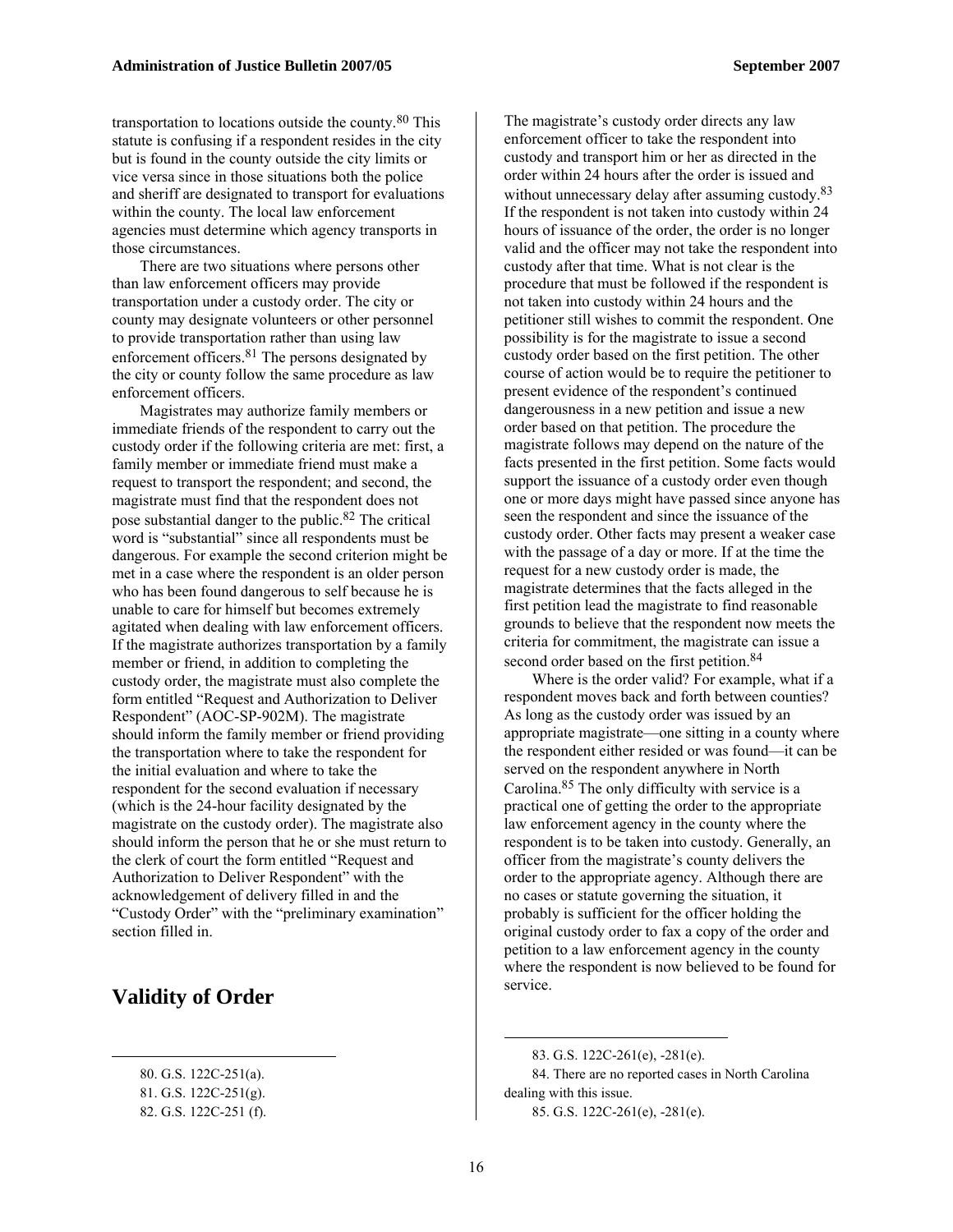transportation to locations outside the county.[80] This statute is confusing if a respondent resides in the city but is found in the county outside the city limits or vice versa since in those situations both the police and sheriff are designated to transport for evaluations within the county. The local law enforcement agencies must determine which agency transports in those circumstances.

There are two situations where persons other than law enforcement officers may provide transportation under a custody order. The city or county may designate volunteers or other personnel to provide transportation rather than using law enforcement officers.[81] The persons designated by the city or county follow the same procedure as law enforcement officers.

Magistrates may authorize family members or immediate friends of the respondent to carry out the custody order if the following criteria are met: first, a family member or immediate friend must make a request to transport the respondent; and second, the magistrate must find that the respondent does not pose substantial danger to the public.[82] The critical word is "substantial" since all respondents must be dangerous. For example the second criterion might be met in a case where the respondent is an older person who has been found dangerous to self because he is unable to care for himself but becomes extremely agitated when dealing with law enforcement officers. If the magistrate authorizes transportation by a family member or friend, in addition to completing the custody order, the magistrate must also complete the form entitled "Request and Authorization to Deliver Respondent" (AOC-SP-902M). The magistrate should inform the family member or friend providing the transportation where to take the respondent for the initial evaluation and where to take the respondent for the second evaluation if necessary (which is the 24-hour facility designated by the magistrate on the custody order). The magistrate also should inform the person that he or she must return to the clerk of court the form entitled "Request and Authorization to Deliver Respondent" with the acknowledgement of delivery filled in and the "Custody Order" with the "preliminary examination" section filled in.

## Validity of Order

The magistrate's custody order directs any law enforcement officer to take the respondent into custody and transport him or her as directed in the order within 24 hours after the order is issued and without unnecessary delay after assuming custody.[83] If the respondent is not taken into custody within 24 hours of issuance of the order, the order is no longer valid and the officer may not take the respondent into custody after that time. What is not clear is the procedure that must be followed if the respondent is not taken into custody within 24 hours and the petitioner still wishes to commit the respondent. One possibility is for the magistrate to issue a second custody order based on the first petition. The other course of action would be to require the petitioner to present evidence of the respondent's continued dangerousness in a new petition and issue a new order based on that petition. The procedure the magistrate follows may depend on the nature of the facts presented in the first petition. Some facts would support the issuance of a custody order even though one or more days might have passed since anyone has seen the respondent and since the issuance of the custody order. Other facts may present a weaker case with the passage of a day or more. If at the time the request for a new custody order is made, the magistrate determines that the facts alleged in the first petition lead the magistrate to find reasonable grounds to believe that the respondent now meets the criteria for commitment, the magistrate can issue a second order based on the first petition.[84]

Where is the order valid? For example, what if a respondent moves back and forth between counties? As long as the custody order was issued by an appropriate magistrate—one sitting in a county where the respondent either resided or was found—it can be served on the respondent anywhere in North Carolina.[85] The only difficulty with service is a practical one of getting the order to the appropriate law enforcement agency in the county where the respondent is to be taken into custody. Generally, an officer from the magistrate's county delivers the order to the appropriate agency. Although there are no cases or statute governing the situation, it probably is sufficient for the officer holding the original custody order to fax a copy of the order and petition to a law enforcement agency in the county where the respondent is now believed to be found for service.

---

80. G.S. 122C-251(a).

81. G.S. 122C-251(g).

82. G.S. 122C-251 (f).

83. G.S. 122C-261(e), -281(e).

84. There are no reported cases in North Carolina dealing with this issue.

85. G.S. 122C-261(e), -281(e).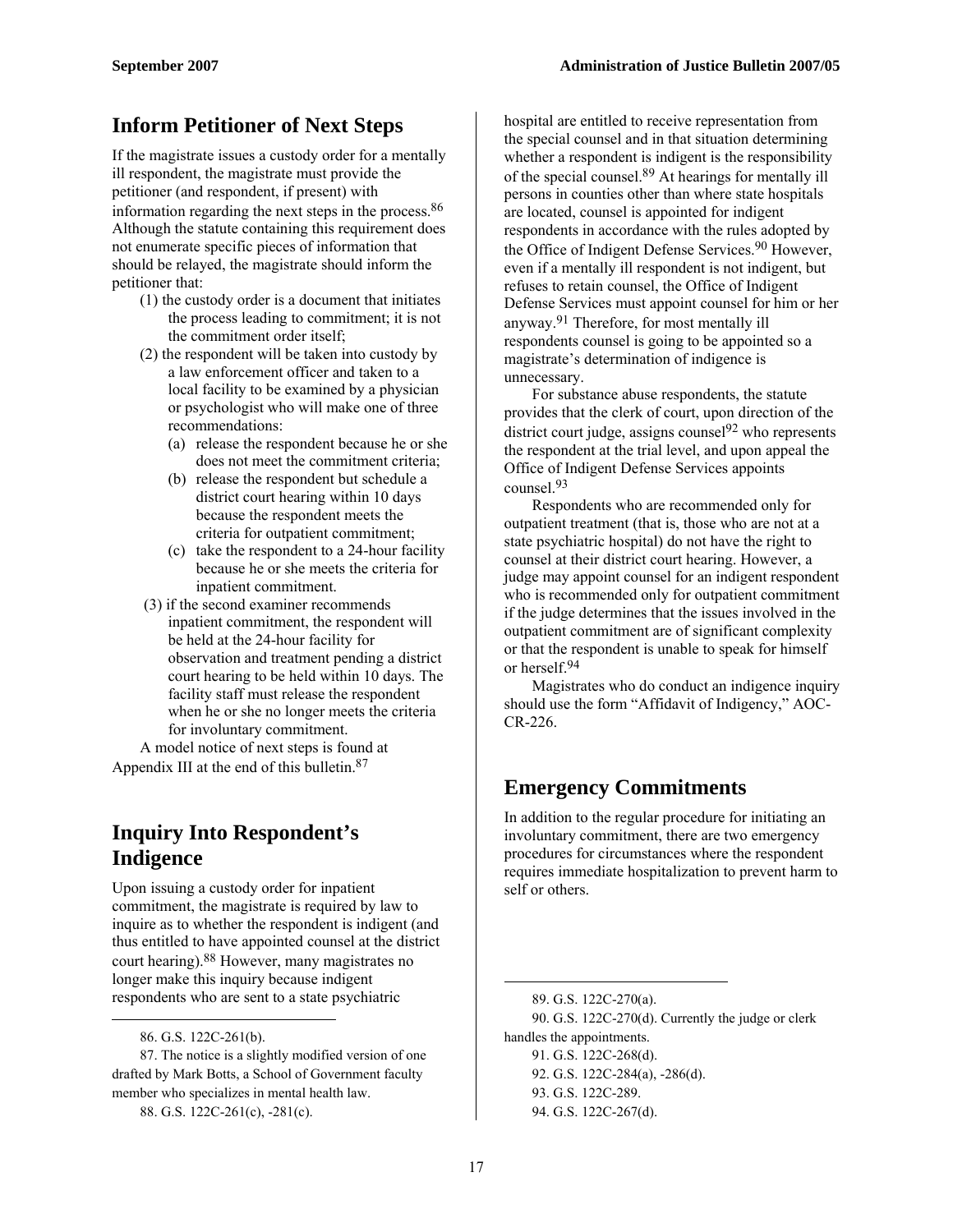## Inform Petitioner of Next Steps

If the magistrate issues a custody order for a mentally ill respondent, the magistrate must provide the petitioner (and respondent, if present) with information regarding the next steps in the process.[86] Although the statute containing this requirement does not enumerate specific pieces of information that should be relayed, the magistrate should inform the petitioner that:

(1) the custody order is a document that initiates the process leading to commitment; it is not the commitment order itself;

(2) the respondent will be taken into custody by a law enforcement officer and taken to a local facility to be examined by a physician or psychologist who will make one of three recommendations:

- (a) release the respondent because he or she does not meet the commitment criteria;
- (b) release the respondent but schedule a district court hearing within 10 days because the respondent meets the criteria for outpatient commitment;
- (c) take the respondent to a 24-hour facility because he or she meets the criteria for inpatient commitment.

(3) if the second examiner recommends inpatient commitment, the respondent will be held at the 24-hour facility for observation and treatment pending a district court hearing to be held within 10 days. The facility staff must release the respondent when he or she no longer meets the criteria for involuntary commitment.

A model notice of next steps is found at Appendix III at the end of this bulletin.[87]

## Inquiry Into Respondent's Indigence

Upon issuing a custody order for inpatient commitment, the magistrate is required by law to inquire as to whether the respondent is indigent (and thus entitled to have appointed counsel at the district court hearing).[88] However, many magistrates no longer make this inquiry because indigent respondents who are sent to a state psychiatric hospital are entitled to receive representation from the special counsel and in that situation determining whether a respondent is indigent is the responsibility of the special counsel.[89] At hearings for mentally ill persons in counties other than where state hospitals are located, counsel is appointed for indigent respondents in accordance with the rules adopted by the Office of Indigent Defense Services.[90] However, even if a mentally ill respondent is not indigent, but refuses to retain counsel, the Office of Indigent Defense Services must appoint counsel for him or her anyway.[91] Therefore, for most mentally ill respondents counsel is going to be appointed so a magistrate's determination of indigence is unnecessary.

For substance abuse respondents, the statute provides that the clerk of court, upon direction of the district court judge, assigns counsel[92] who represents the respondent at the trial level, and upon appeal the Office of Indigent Defense Services appoints counsel.[93]

Respondents who are recommended only for outpatient treatment (that is, those who are not at a state psychiatric hospital) do not have the right to counsel at their district court hearing. However, a judge may appoint counsel for an indigent respondent who is recommended only for outpatient commitment if the judge determines that the issues involved in the outpatient commitment are of significant complexity or that the respondent is unable to speak for himself or herself.[94]

Magistrates who do conduct an indigence inquiry should use the form "Affidavit of Indigency," AOC-CR-226.

## Emergency Commitments

In addition to the regular procedure for initiating an involuntary commitment, there are two emergency procedures for circumstances where the respondent requires immediate hospitalization to prevent harm to self or others.

---

86. G.S. 122C-261(b).

87. The notice is a slightly modified version of one drafted by Mark Botts, a School of Government faculty member who specializes in mental health law.

88. G.S. 122C-261(c), -281(c).

89. G.S. 122C-270(a).

90. G.S. 122C-270(d). Currently the judge or clerk handles the appointments.

91. G.S. 122C-268(d).

92. G.S. 122C-284(a), -286(d).

93. G.S. 122C-289.

94. G.S. 122C-267(d).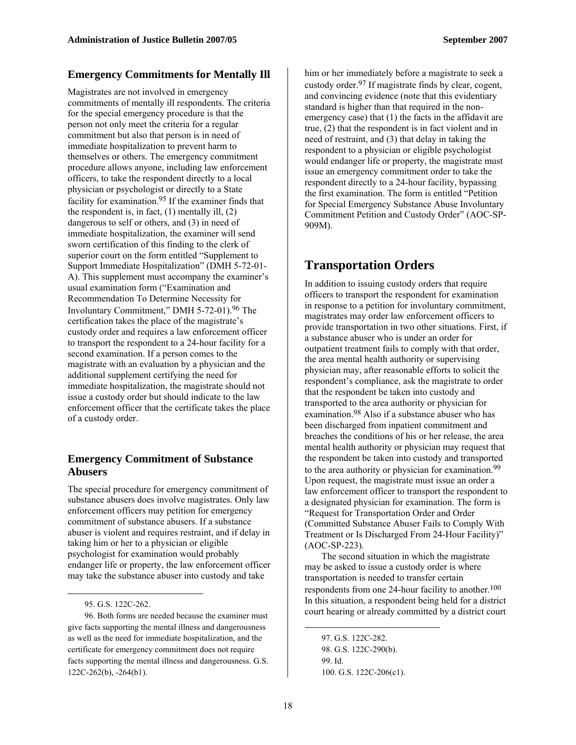## Emergency Commitments for Mentally Ill

Magistrates are not involved in emergency commitments of mentally ill respondents. The criteria for the special emergency procedure is that the person not only meet the criteria for a regular commitment but also that person is in need of immediate hospitalization to prevent harm to themselves or others. The emergency commitment procedure allows anyone, including law enforcement officers, to take the respondent directly to a local physician or psychologist or directly to a State facility for examination.[95] If the examiner finds that the respondent is, in fact, (1) mentally ill, (2) dangerous to self or others, and (3) in need of immediate hospitalization, the examiner will send sworn certification of this finding to the clerk of superior court on the form entitled "Supplement to Support Immediate Hospitalization" (DMH 5-72-01-A). This supplement must accompany the examiner's usual examination form ("Examination and Recommendation To Determine Necessity for Involuntary Commitment," DMH 5-72-01).[96] The certification takes the place of the magistrate's custody order and requires a law enforcement officer to transport the respondent to a 24-hour facility for a second examination. If a person comes to the magistrate with an evaluation by a physician and the additional supplement certifying the need for immediate hospitalization, the magistrate should not issue a custody order but should indicate to the law enforcement officer that the certificate takes the place of a custody order.

## Emergency Commitment of Substance Abusers

The special procedure for emergency commitment of substance abusers does involve magistrates. Only law enforcement officers may petition for emergency commitment of substance abusers. If a substance abuser is violent and requires restraint, and if delay in taking him or her to a physician or eligible psychologist for examination would probably endanger life or property, the law enforcement officer may take the substance abuser into custody and take him or her immediately before a magistrate to seek a custody order.[97] If magistrate finds by clear, cogent, and convincing evidence (note that this evidentiary standard is higher than that required in the non-emergency case) that (1) the facts in the affidavit are true, (2) that the respondent is in fact violent and in need of restraint, and (3) that delay in taking the respondent to a physician or eligible psychologist would endanger life or property, the magistrate must issue an emergency commitment order to take the respondent directly to a 24-hour facility, bypassing the first examination. The form is entitled "Petition for Special Emergency Substance Abuse Involuntary Commitment Petition and Custody Order" (AOC-SP-909M).

# Transportation Orders

In addition to issuing custody orders that require officers to transport the respondent for examination in response to a petition for involuntary commitment, magistrates may order law enforcement officers to provide transportation in two other situations. First, if a substance abuser who is under an order for outpatient treatment fails to comply with that order, the area mental health authority or supervising physician may, after reasonable efforts to solicit the respondent's compliance, ask the magistrate to order that the respondent be taken into custody and transported to the area authority or physician for examination.[98] Also if a substance abuser who has been discharged from inpatient commitment and breaches the conditions of his or her release, the area mental health authority or physician may request that the respondent be taken into custody and transported to the area authority or physician for examination.[99] Upon request, the magistrate must issue an order a law enforcement officer to transport the respondent to a designated physician for examination. The form is "Request for Transportation Order and Order (Committed Substance Abuser Fails to Comply With Treatment or Is Discharged From 24-Hour Facility)" (AOC-SP-223).

The second situation in which the magistrate may be asked to issue a custody order is where transportation is needed to transfer certain respondents from one 24-hour facility to another.[100] In this situation, a respondent being held for a district court hearing or already committed by a district court

---

95. G.S. 122C-262.

96. Both forms are needed because the examiner must give facts supporting the mental illness and dangerousness as well as the need for immediate hospitalization, and the certificate for emergency commitment does not require facts supporting the mental illness and dangerousness. G.S. 122C-262(b), -264(b1).

97. G.S. 122C-282.

98. G.S. 122C-290(b).

99. Id.

100. G.S. 122C-206(c1).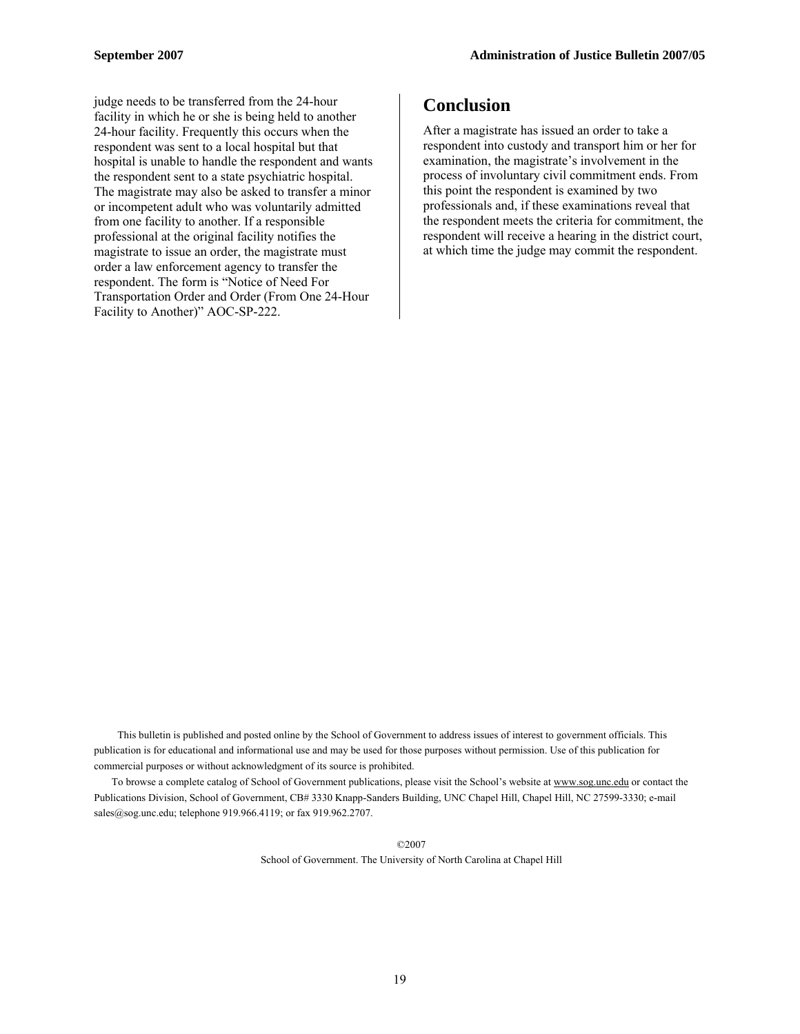judge needs to be transferred from the 24-hour facility in which he or she is being held to another 24-hour facility. Frequently this occurs when the respondent was sent to a local hospital but that hospital is unable to handle the respondent and wants the respondent sent to a state psychiatric hospital. The magistrate may also be asked to transfer a minor or incompetent adult who was voluntarily admitted from one facility to another. If a responsible professional at the original facility notifies the magistrate to issue an order, the magistrate must order a law enforcement agency to transfer the respondent. The form is "Notice of Need For Transportation Order and Order (From One 24-Hour Facility to Another)" AOC-SP-222.

## Conclusion

After a magistrate has issued an order to take a respondent into custody and transport him or her for examination, the magistrate's involvement in the process of involuntary civil commitment ends. From this point the respondent is examined by two professionals and, if these examinations reveal that the respondent meets the criteria for commitment, the respondent will receive a hearing in the district court, at which time the judge may commit the respondent.

This bulletin is published and posted online by the School of Government to address issues of interest to government officials. This publication is for educational and informational use and may be used for those purposes without permission. Use of this publication for commercial purposes or without acknowledgment of its source is prohibited.

To browse a complete catalog of School of Government publications, please visit the School's website at www.sog.unc.edu or contact the Publications Division, School of Government, CB# 3330 Knapp-Sanders Building, UNC Chapel Hill, Chapel Hill, NC 27599-3330; e-mail sales@sog.unc.edu; telephone 919.966.4119; or fax 919.962.2707.

©2007

School of Government. The University of North Carolina at Chapel Hill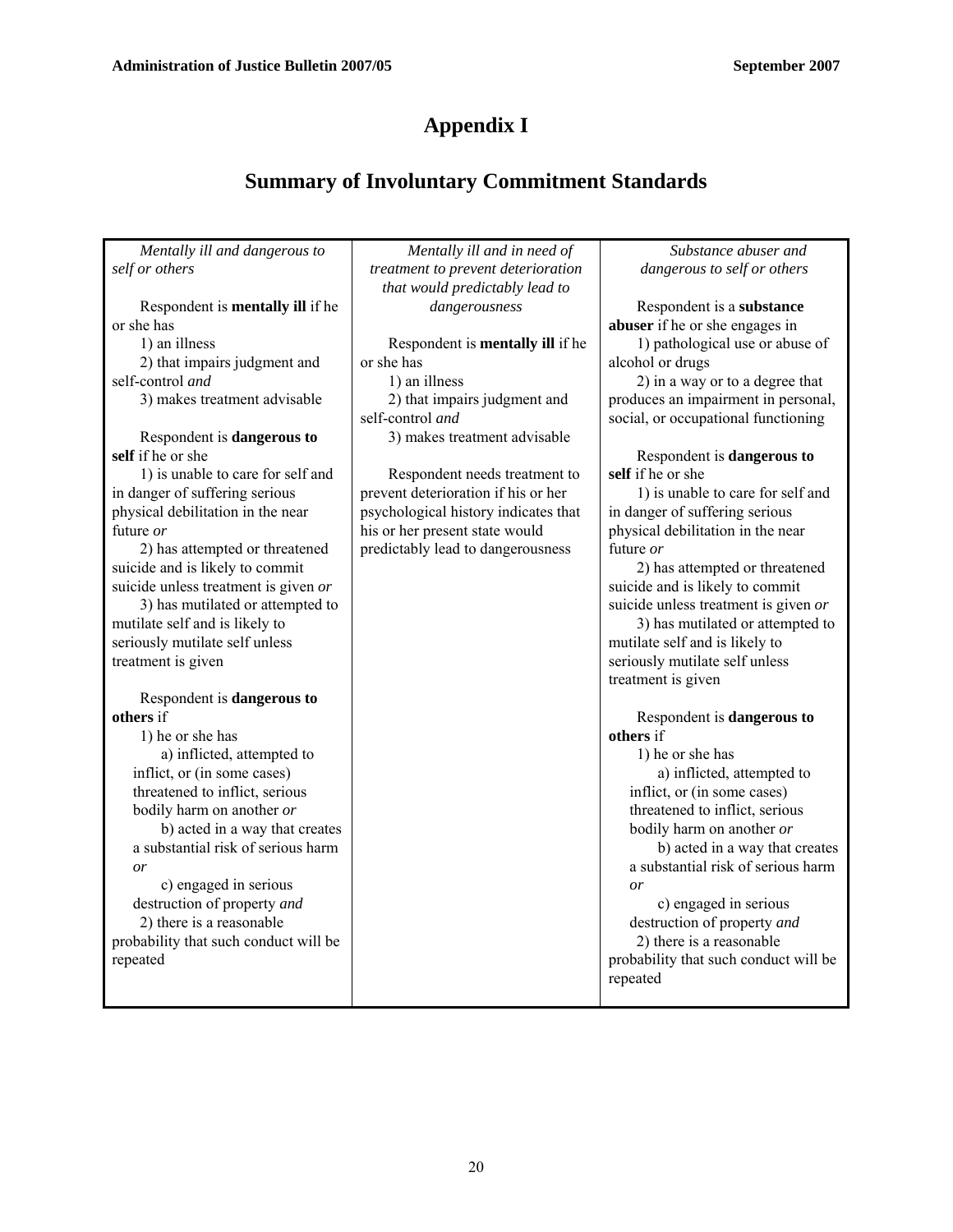# Appendix I

## Summary of Involuntary Commitment Standards

| *Mentally ill and dangerous to self or others* | *Mentally ill and in need of treatment to prevent deterioration that would predictably lead to dangerousness* | *Substance abuser and dangerous to self or others* |
|---|---|---|
| Respondent is **mentally ill** if he or she has<br>1) an illness<br>2) that impairs judgment and self-control *and*<br>3) makes treatment advisable<br><br>Respondent is **dangerous to self** if he or she<br>1) is unable to care for self and in danger of suffering serious physical debilitation in the near future *or*<br>2) has attempted or threatened suicide and is likely to commit suicide unless treatment is given *or*<br>3) has mutilated or attempted to mutilate self and is likely to seriously mutilate self unless treatment is given<br><br>Respondent is **dangerous to others** if<br>1) he or she has<br>a) inflicted, attempted to inflict, or (in some cases) threatened to inflict, serious bodily harm on another *or*<br>b) acted in a way that creates a substantial risk of serious harm *or*<br>c) engaged in serious destruction of property *and*<br>2) there is a reasonable probability that such conduct will be repeated | Respondent is **mentally ill** if he or she has<br>1) an illness<br>2) that impairs judgment and self-control *and*<br>3) makes treatment advisable<br><br>Respondent needs treatment to prevent deterioration if his or her psychological history indicates that his or her present state would predictably lead to dangerousness | Respondent is a **substance abuser** if he or she engages in<br>1) pathological use or abuse of alcohol or drugs<br>2) in a way or to a degree that produces an impairment in personal, social, or occupational functioning<br><br>Respondent is **dangerous to self** if he or she<br>1) is unable to care for self and in danger of suffering serious physical debilitation in the near future *or*<br>2) has attempted or threatened suicide and is likely to commit suicide unless treatment is given *or*<br>3) has mutilated or attempted to mutilate self and is likely to seriously mutilate self unless treatment is given<br><br>Respondent is **dangerous to others** if<br>1) he or she has<br>a) inflicted, attempted to inflict, or (in some cases) threatened to inflict, serious bodily harm on another *or*<br>b) acted in a way that creates a substantial risk of serious harm *or*<br>c) engaged in serious destruction of property *and*<br>2) there is a reasonable probability that such conduct will be repeated |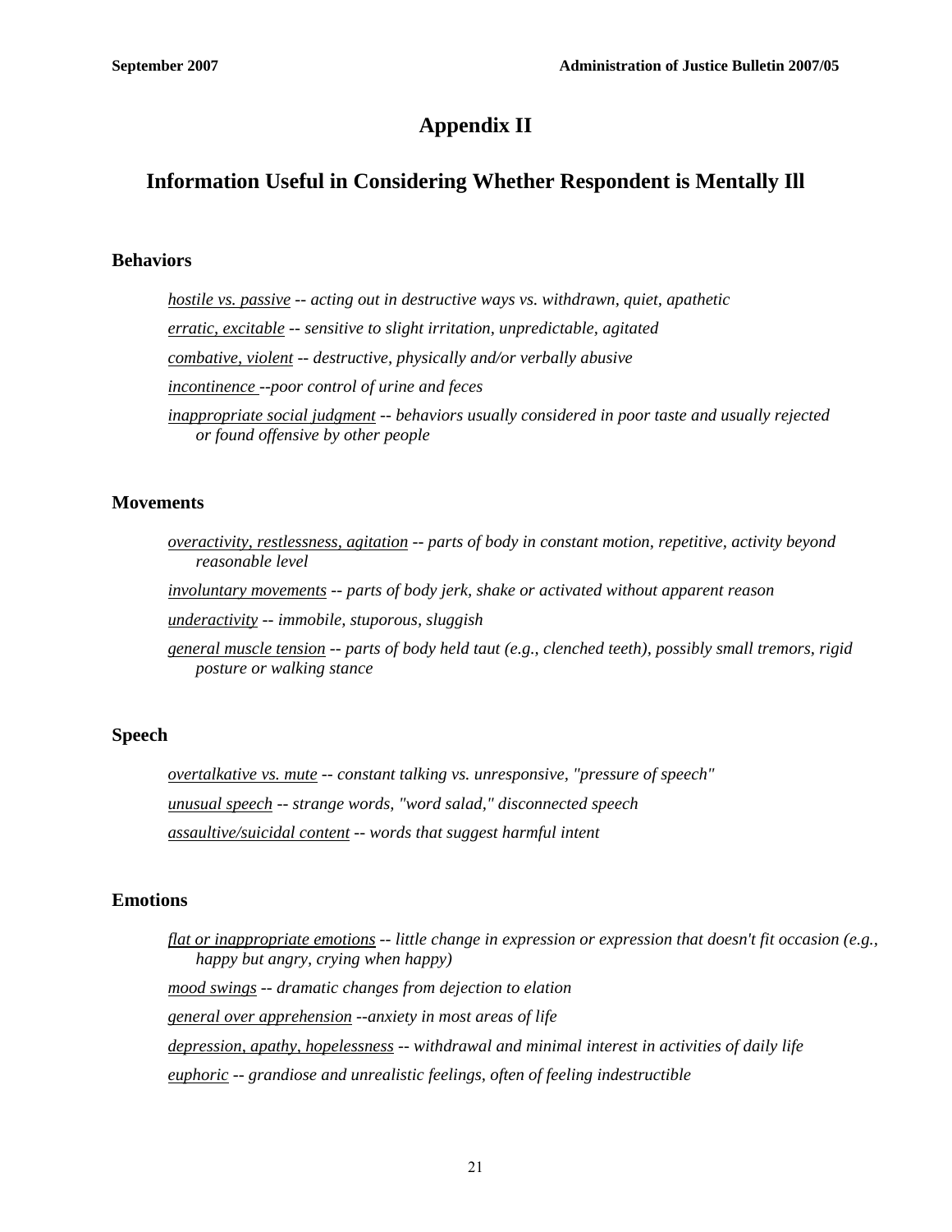# Appendix II

## Information Useful in Considering Whether Respondent is Mentally Ill

### Behaviors

*<u>hostile vs. passive</u> -- acting out in destructive ways vs. withdrawn, quiet, apathetic*

*<u>erratic, excitable</u> -- sensitive to slight irritation, unpredictable, agitated*

*<u>combative, violent</u> -- destructive, physically and/or verbally abusive*

*<u>incontinence</u> --poor control of urine and feces*

*<u>inappropriate social judgment</u> -- behaviors usually considered in poor taste and usually rejected or found offensive by other people*

### Movements

*<u>overactivity, restlessness, agitation</u> -- parts of body in constant motion, repetitive, activity beyond reasonable level*

*<u>involuntary movements</u> -- parts of body jerk, shake or activated without apparent reason*

*<u>underactivity</u> -- immobile, stuporous, sluggish*

*<u>general muscle tension</u> -- parts of body held taut (e.g., clenched teeth), possibly small tremors, rigid posture or walking stance*

### Speech

*<u>overtalkative vs. mute</u> -- constant talking vs. unresponsive, "pressure of speech"*

*<u>unusual speech</u> -- strange words, "word salad," disconnected speech*

*<u>assaultive/suicidal content</u> -- words that suggest harmful intent*

### Emotions

*<u>flat or inappropriate emotions</u> -- little change in expression or expression that doesn't fit occasion (e.g., happy but angry, crying when happy)*

*<u>mood swings</u> -- dramatic changes from dejection to elation*

*<u>general over apprehension</u> --anxiety in most areas of life*

*<u>depression, apathy, hopelessness</u> -- withdrawal and minimal interest in activities of daily life*

*<u>euphoric</u> -- grandiose and unrealistic feelings, often of feeling indestructible*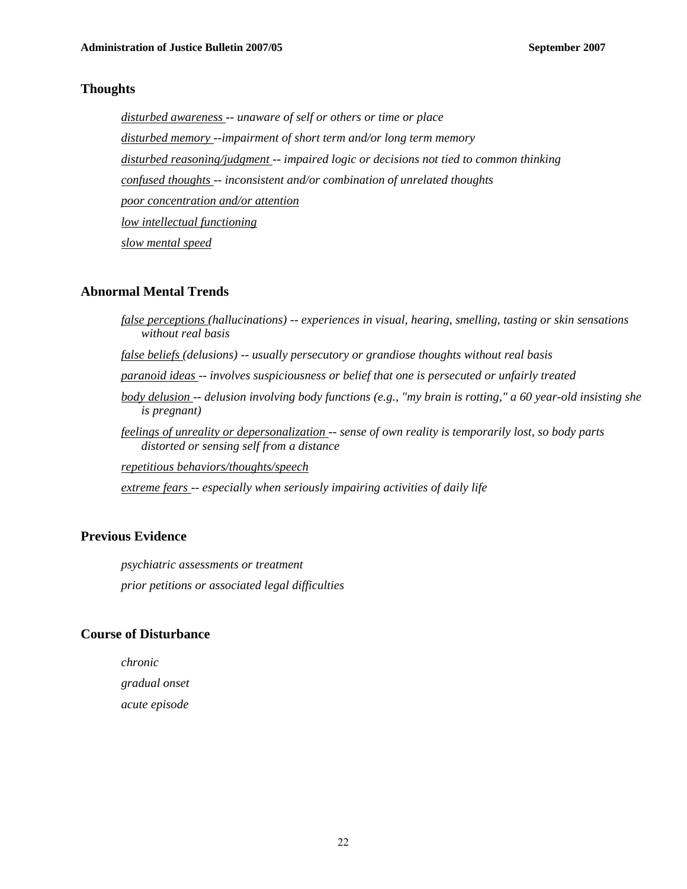## Thoughts

*disturbed awareness -- unaware of self or others or time or place*

*disturbed memory --impairment of short term and/or long term memory*

*disturbed reasoning/judgment -- impaired logic or decisions not tied to common thinking*

*confused thoughts -- inconsistent and/or combination of unrelated thoughts*

*poor concentration and/or attention*

*low intellectual functioning*

*slow mental speed*

## Abnormal Mental Trends

*false perceptions (hallucinations) -- experiences in visual, hearing, smelling, tasting or skin sensations without real basis*

*false beliefs (delusions) -- usually persecutory or grandiose thoughts without real basis*

*paranoid ideas -- involves suspiciousness or belief that one is persecuted or unfairly treated*

*body delusion -- delusion involving body functions (e.g., "my brain is rotting," a 60 year-old insisting she is pregnant)*

*feelings of unreality or depersonalization -- sense of own reality is temporarily lost, so body parts distorted or sensing self from a distance*

*repetitious behaviors/thoughts/speech*

*extreme fears -- especially when seriously impairing activities of daily life*

## Previous Evidence

*psychiatric assessments or treatment*

*prior petitions or associated legal difficulties*

## Course of Disturbance

*chronic*

*gradual onset*

*acute episode*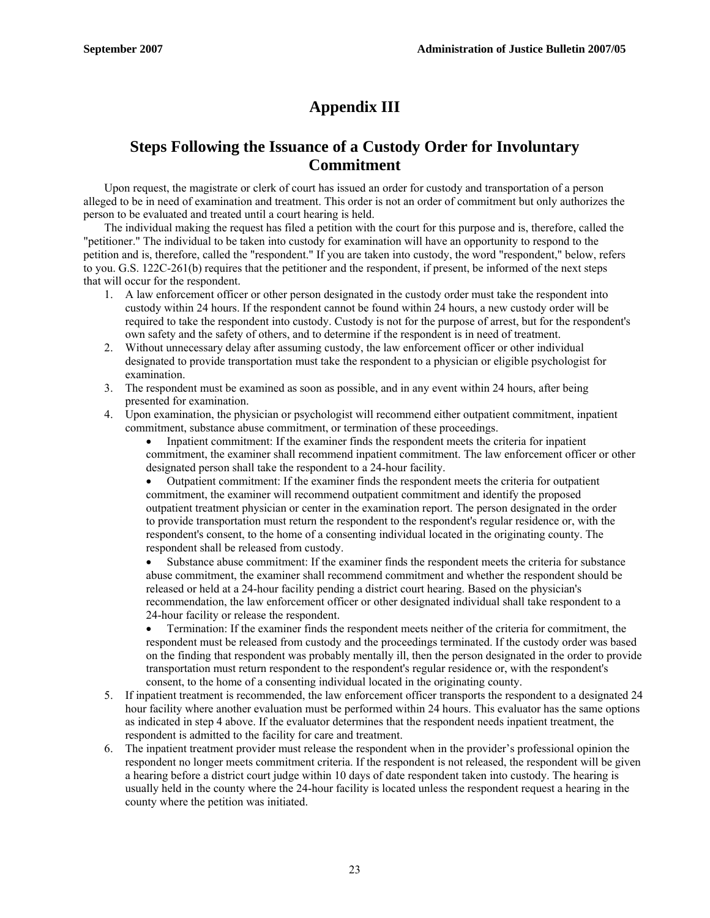# Appendix III

## Steps Following the Issuance of a Custody Order for Involuntary Commitment

Upon request, the magistrate or clerk of court has issued an order for custody and transportation of a person alleged to be in need of examination and treatment. This order is not an order of commitment but only authorizes the person to be evaluated and treated until a court hearing is held.

The individual making the request has filed a petition with the court for this purpose and is, therefore, called the "petitioner." The individual to be taken into custody for examination will have an opportunity to respond to the petition and is, therefore, called the "respondent." If you are taken into custody, the word "respondent," below, refers to you. G.S. 122C-261(b) requires that the petitioner and the respondent, if present, be informed of the next steps that will occur for the respondent.

1. A law enforcement officer or other person designated in the custody order must take the respondent into custody within 24 hours. If the respondent cannot be found within 24 hours, a new custody order will be required to take the respondent into custody. Custody is not for the purpose of arrest, but for the respondent's own safety and the safety of others, and to determine if the respondent is in need of treatment.
2. Without unnecessary delay after assuming custody, the law enforcement officer or other individual designated to provide transportation must take the respondent to a physician or eligible psychologist for examination.
3. The respondent must be examined as soon as possible, and in any event within 24 hours, after being presented for examination.
4. Upon examination, the physician or psychologist will recommend either outpatient commitment, inpatient commitment, substance abuse commitment, or termination of these proceedings.
   - Inpatient commitment: If the examiner finds the respondent meets the criteria for inpatient commitment, the examiner shall recommend inpatient commitment. The law enforcement officer or other designated person shall take the respondent to a 24-hour facility.
   - Outpatient commitment: If the examiner finds the respondent meets the criteria for outpatient commitment, the examiner will recommend outpatient commitment and identify the proposed outpatient treatment physician or center in the examination report. The person designated in the order to provide transportation must return the respondent to the respondent's regular residence or, with the respondent's consent, to the home of a consenting individual located in the originating county. The respondent shall be released from custody.
   - Substance abuse commitment: If the examiner finds the respondent meets the criteria for substance abuse commitment, the examiner shall recommend commitment and whether the respondent should be released or held at a 24-hour facility pending a district court hearing. Based on the physician's recommendation, the law enforcement officer or other designated individual shall take respondent to a 24-hour facility or release the respondent.
   - Termination: If the examiner finds the respondent meets neither of the criteria for commitment, the respondent must be released from custody and the proceedings terminated. If the custody order was based on the finding that respondent was probably mentally ill, then the person designated in the order to provide transportation must return respondent to the respondent's regular residence or, with the respondent's consent, to the home of a consenting individual located in the originating county.
5. If inpatient treatment is recommended, the law enforcement officer transports the respondent to a designated 24 hour facility where another evaluation must be performed within 24 hours. This evaluator has the same options as indicated in step 4 above. If the evaluator determines that the respondent needs inpatient treatment, the respondent is admitted to the facility for care and treatment.
6. The inpatient treatment provider must release the respondent when in the provider's professional opinion the respondent no longer meets commitment criteria. If the respondent is not released, the respondent will be given a hearing before a district court judge within 10 days of date respondent taken into custody. The hearing is usually held in the county where the 24-hour facility is located unless the respondent request a hearing in the county where the petition was initiated.